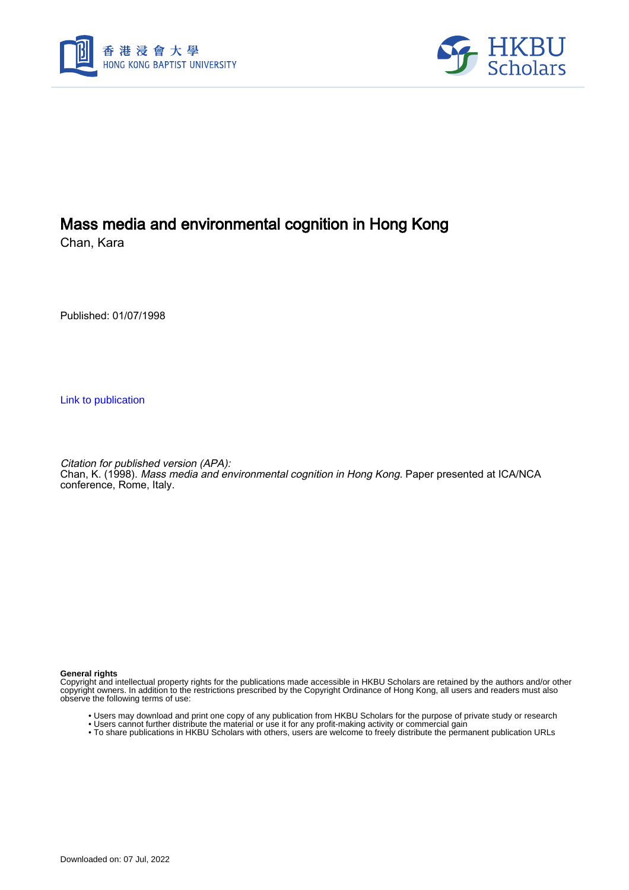# Mass media and environmental cognition in Hong Kong

Chan, Kara

Published: 01/07/1998

Link to publication

*Citation for published version (APA):*
Chan, K. (1998). *Mass media and environmental cognition in Hong Kong*. Paper presented at ICA/NCA conference, Rome, Italy.

**General rights**
Copyright and intellectual property rights for the publications made accessible in HKBU Scholars are retained by the authors and/or other copyright owners. In addition to the restrictions prescribed by the Copyright Ordinance of Hong Kong, all users and readers must also observe the following terms of use:

- Users may download and print one copy of any publication from HKBU Scholars for the purpose of private study or research
- Users cannot further distribute the material or use it for any profit-making activity or commercial gain
- To share publications in HKBU Scholars with others, users are welcome to freely distribute the permanent publication URLs

Downloaded on: 07 Jul, 2022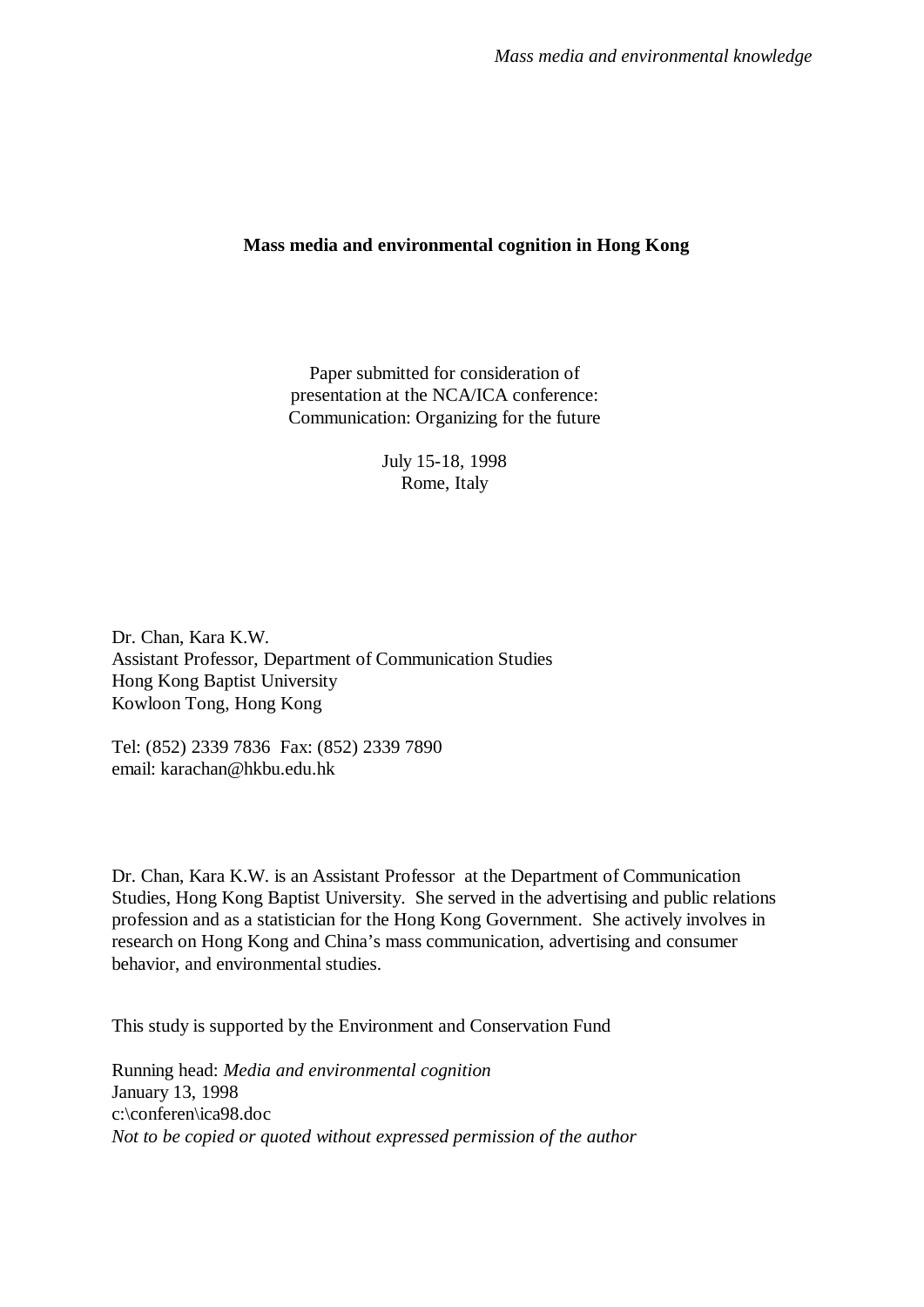**Mass media and environmental cognition in Hong Kong**

Paper submitted for consideration of
presentation at the NCA/ICA conference:
Communication: Organizing for the future

July 15-18, 1998
Rome, Italy

Dr. Chan, Kara K.W.
Assistant Professor, Department of Communication Studies
Hong Kong Baptist University
Kowloon Tong, Hong Kong

Tel: (852) 2339 7836 Fax: (852) 2339 7890
email: karachan@hkbu.edu.hk

Dr. Chan, Kara K.W. is an Assistant Professor at the Department of Communication Studies, Hong Kong Baptist University. She served in the advertising and public relations profession and as a statistician for the Hong Kong Government. She actively involves in research on Hong Kong and China's mass communication, advertising and consumer behavior, and environmental studies.

This study is supported by the Environment and Conservation Fund

Running head: *Media and environmental cognition*
January 13, 1998
c:\conferen\ica98.doc
*Not to be copied or quoted without expressed permission of the author*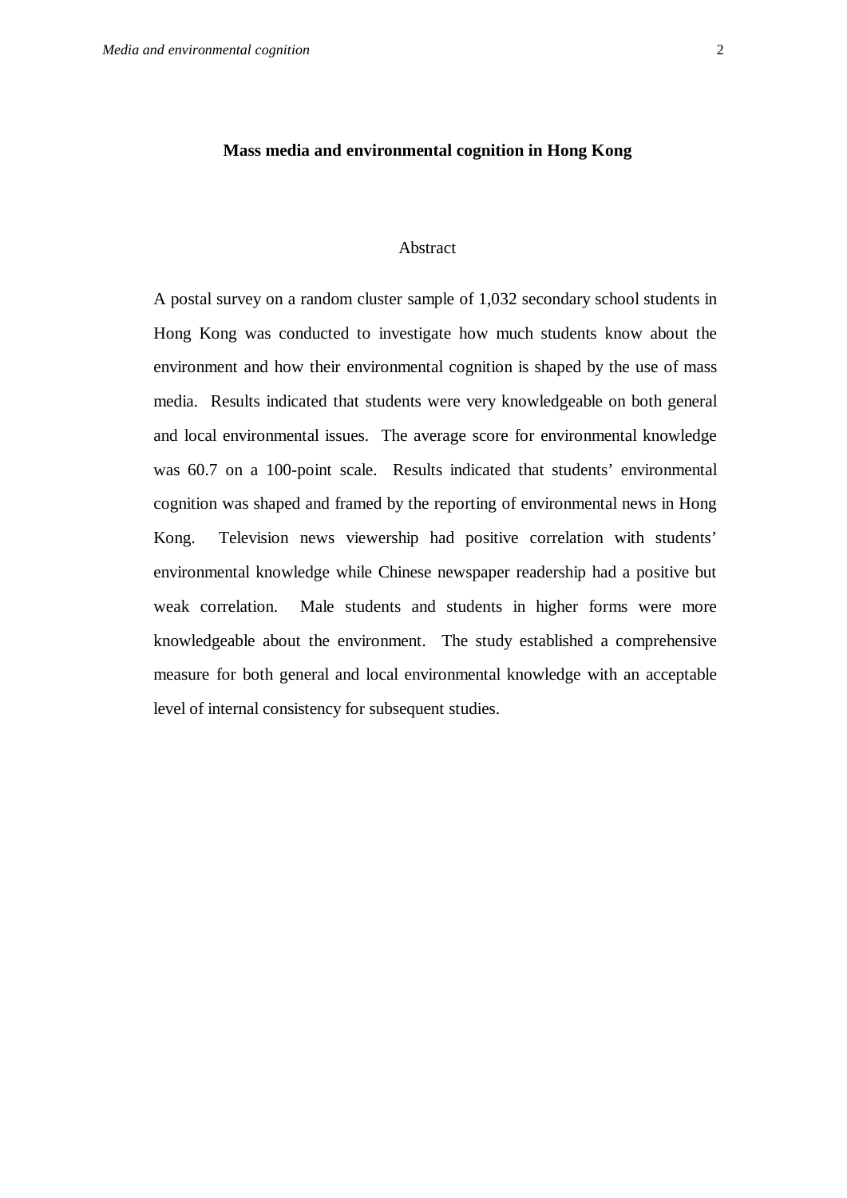# Mass media and environmental cognition in Hong Kong

## Abstract

A postal survey on a random cluster sample of 1,032 secondary school students in Hong Kong was conducted to investigate how much students know about the environment and how their environmental cognition is shaped by the use of mass media. Results indicated that students were very knowledgeable on both general and local environmental issues. The average score for environmental knowledge was 60.7 on a 100-point scale. Results indicated that students' environmental cognition was shaped and framed by the reporting of environmental news in Hong Kong. Television news viewership had positive correlation with students' environmental knowledge while Chinese newspaper readership had a positive but weak correlation. Male students and students in higher forms were more knowledgeable about the environment. The study established a comprehensive measure for both general and local environmental knowledge with an acceptable level of internal consistency for subsequent studies.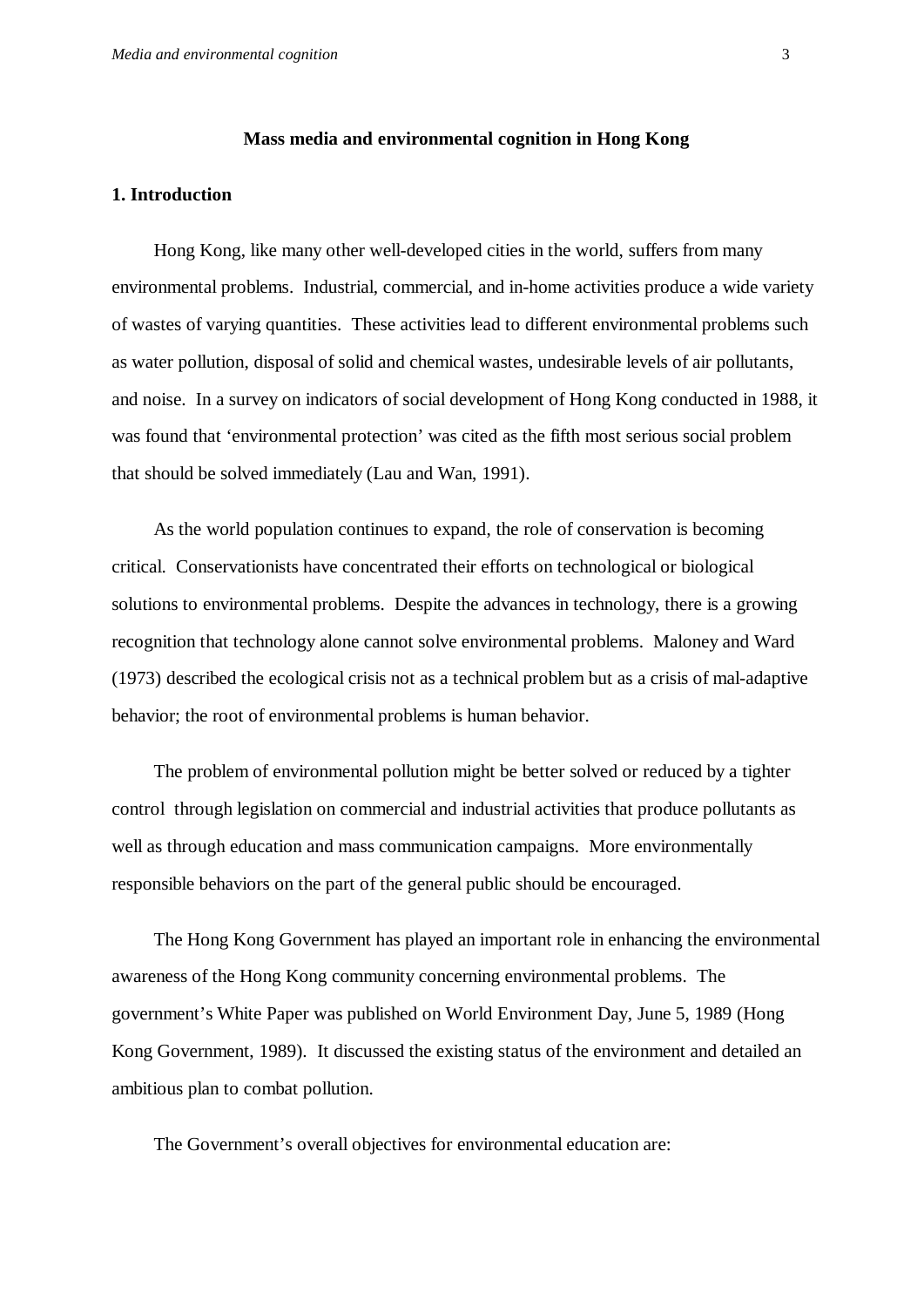## Mass media and environmental cognition in Hong Kong

### 1. Introduction

Hong Kong, like many other well-developed cities in the world, suffers from many environmental problems. Industrial, commercial, and in-home activities produce a wide variety of wastes of varying quantities. These activities lead to different environmental problems such as water pollution, disposal of solid and chemical wastes, undesirable levels of air pollutants, and noise. In a survey on indicators of social development of Hong Kong conducted in 1988, it was found that 'environmental protection' was cited as the fifth most serious social problem that should be solved immediately (Lau and Wan, 1991).

As the world population continues to expand, the role of conservation is becoming critical. Conservationists have concentrated their efforts on technological or biological solutions to environmental problems. Despite the advances in technology, there is a growing recognition that technology alone cannot solve environmental problems. Maloney and Ward (1973) described the ecological crisis not as a technical problem but as a crisis of mal-adaptive behavior; the root of environmental problems is human behavior.

The problem of environmental pollution might be better solved or reduced by a tighter control through legislation on commercial and industrial activities that produce pollutants as well as through education and mass communication campaigns. More environmentally responsible behaviors on the part of the general public should be encouraged.

The Hong Kong Government has played an important role in enhancing the environmental awareness of the Hong Kong community concerning environmental problems. The government's White Paper was published on World Environment Day, June 5, 1989 (Hong Kong Government, 1989). It discussed the existing status of the environment and detailed an ambitious plan to combat pollution.

The Government's overall objectives for environmental education are: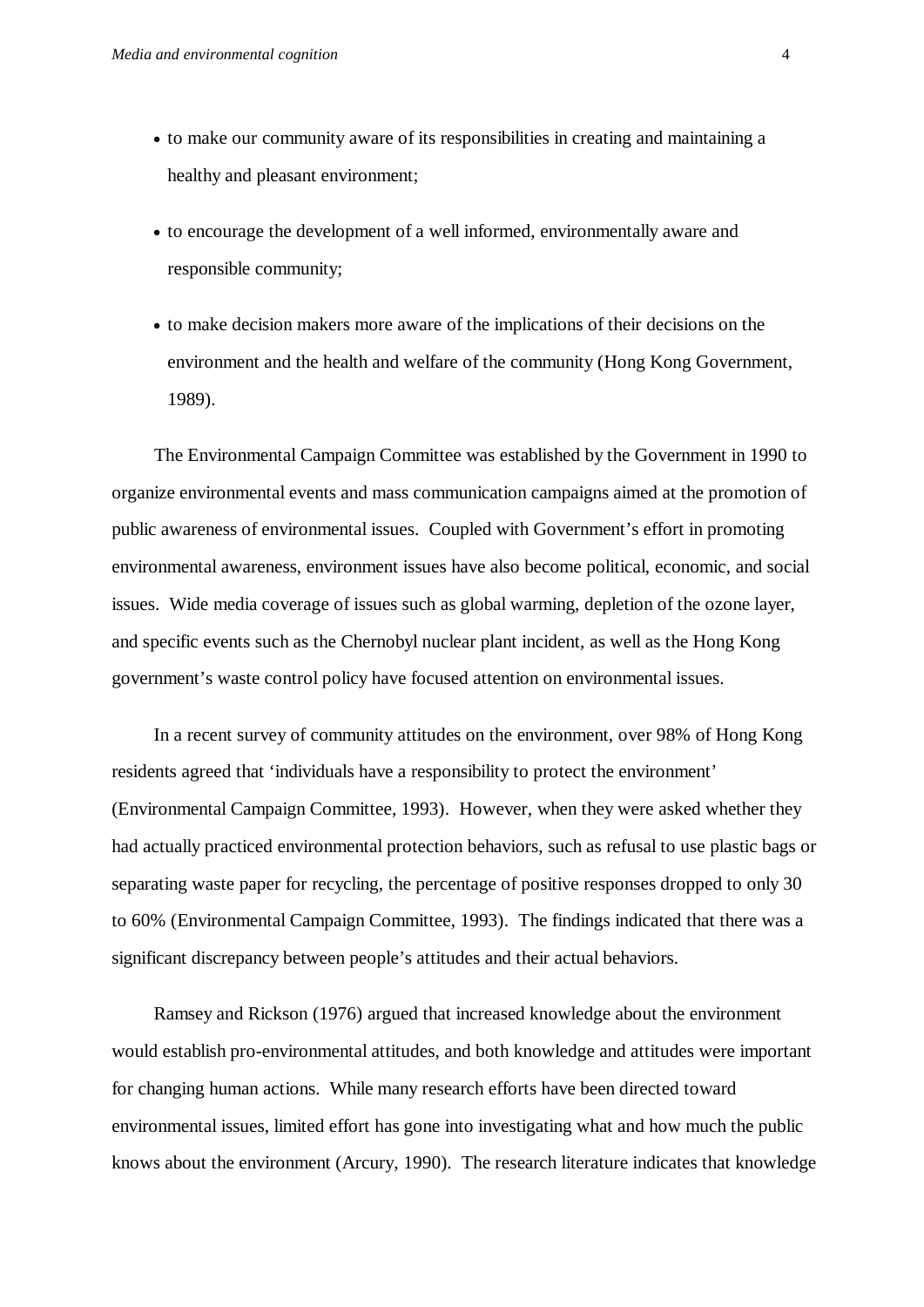- to make our community aware of its responsibilities in creating and maintaining a healthy and pleasant environment;
- to encourage the development of a well informed, environmentally aware and responsible community;
- to make decision makers more aware of the implications of their decisions on the environment and the health and welfare of the community (Hong Kong Government, 1989).

The Environmental Campaign Committee was established by the Government in 1990 to organize environmental events and mass communication campaigns aimed at the promotion of public awareness of environmental issues. Coupled with Government's effort in promoting environmental awareness, environment issues have also become political, economic, and social issues. Wide media coverage of issues such as global warming, depletion of the ozone layer, and specific events such as the Chernobyl nuclear plant incident, as well as the Hong Kong government's waste control policy have focused attention on environmental issues.

In a recent survey of community attitudes on the environment, over 98% of Hong Kong residents agreed that 'individuals have a responsibility to protect the environment' (Environmental Campaign Committee, 1993). However, when they were asked whether they had actually practiced environmental protection behaviors, such as refusal to use plastic bags or separating waste paper for recycling, the percentage of positive responses dropped to only 30 to 60% (Environmental Campaign Committee, 1993). The findings indicated that there was a significant discrepancy between people's attitudes and their actual behaviors.

Ramsey and Rickson (1976) argued that increased knowledge about the environment would establish pro-environmental attitudes, and both knowledge and attitudes were important for changing human actions. While many research efforts have been directed toward environmental issues, limited effort has gone into investigating what and how much the public knows about the environment (Arcury, 1990). The research literature indicates that knowledge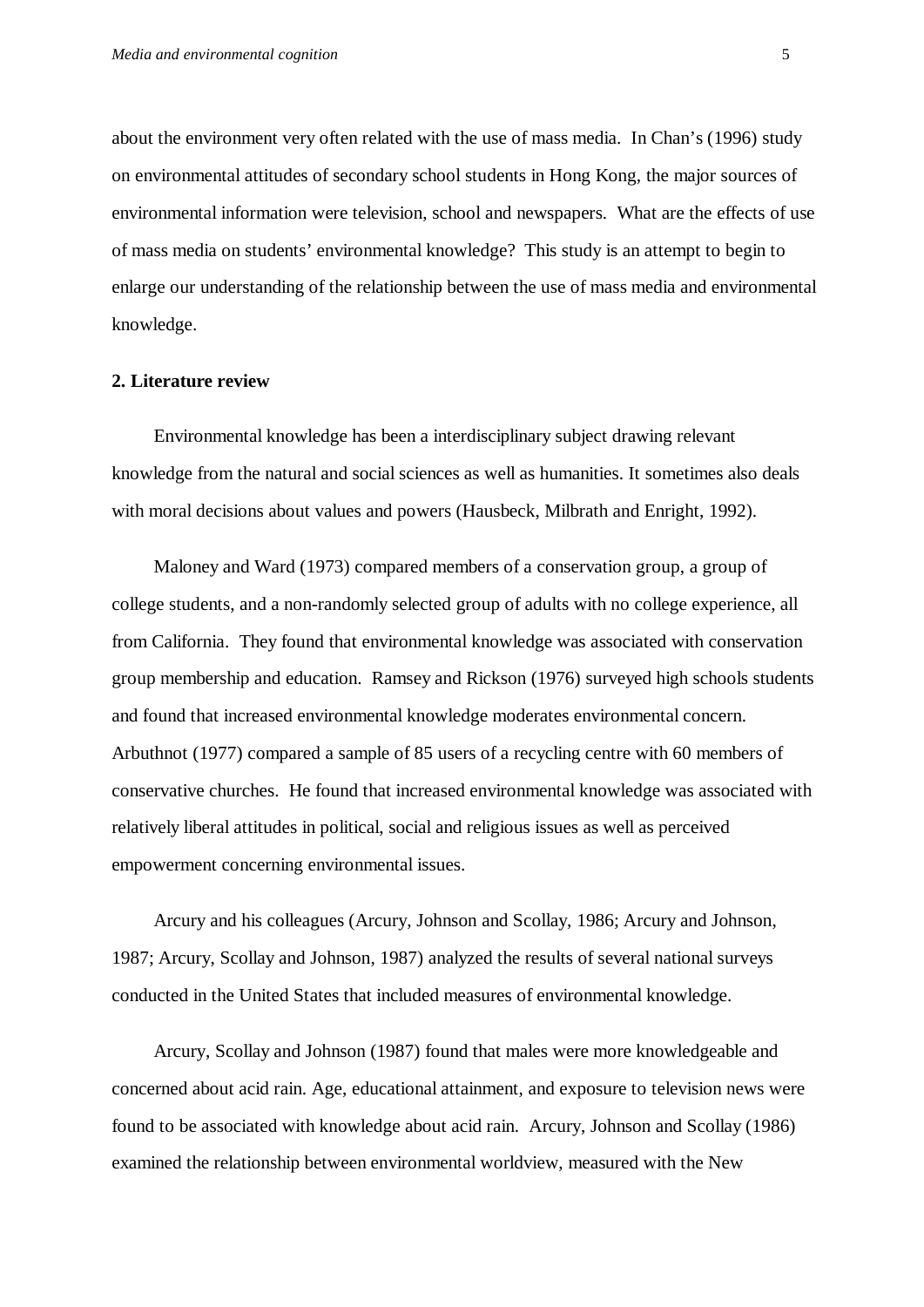about the environment very often related with the use of mass media. In Chan's (1996) study on environmental attitudes of secondary school students in Hong Kong, the major sources of environmental information were television, school and newspapers. What are the effects of use of mass media on students' environmental knowledge? This study is an attempt to begin to enlarge our understanding of the relationship between the use of mass media and environmental knowledge.

## 2. Literature review

Environmental knowledge has been a interdisciplinary subject drawing relevant knowledge from the natural and social sciences as well as humanities. It sometimes also deals with moral decisions about values and powers (Hausbeck, Milbrath and Enright, 1992).

Maloney and Ward (1973) compared members of a conservation group, a group of college students, and a non-randomly selected group of adults with no college experience, all from California. They found that environmental knowledge was associated with conservation group membership and education. Ramsey and Rickson (1976) surveyed high schools students and found that increased environmental knowledge moderates environmental concern. Arbuthnot (1977) compared a sample of 85 users of a recycling centre with 60 members of conservative churches. He found that increased environmental knowledge was associated with relatively liberal attitudes in political, social and religious issues as well as perceived empowerment concerning environmental issues.

Arcury and his colleagues (Arcury, Johnson and Scollay, 1986; Arcury and Johnson, 1987; Arcury, Scollay and Johnson, 1987) analyzed the results of several national surveys conducted in the United States that included measures of environmental knowledge.

Arcury, Scollay and Johnson (1987) found that males were more knowledgeable and concerned about acid rain. Age, educational attainment, and exposure to television news were found to be associated with knowledge about acid rain. Arcury, Johnson and Scollay (1986) examined the relationship between environmental worldview, measured with the New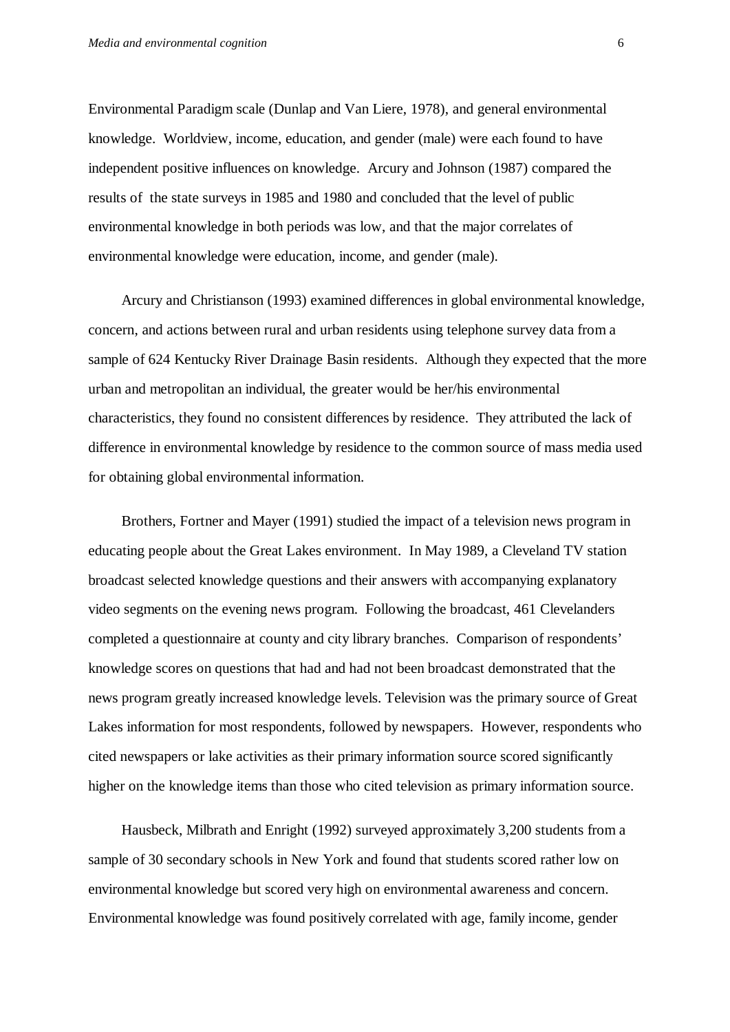Environmental Paradigm scale (Dunlap and Van Liere, 1978), and general environmental knowledge. Worldview, income, education, and gender (male) were each found to have independent positive influences on knowledge. Arcury and Johnson (1987) compared the results of the state surveys in 1985 and 1980 and concluded that the level of public environmental knowledge in both periods was low, and that the major correlates of environmental knowledge were education, income, and gender (male).

Arcury and Christianson (1993) examined differences in global environmental knowledge, concern, and actions between rural and urban residents using telephone survey data from a sample of 624 Kentucky River Drainage Basin residents. Although they expected that the more urban and metropolitan an individual, the greater would be her/his environmental characteristics, they found no consistent differences by residence. They attributed the lack of difference in environmental knowledge by residence to the common source of mass media used for obtaining global environmental information.

Brothers, Fortner and Mayer (1991) studied the impact of a television news program in educating people about the Great Lakes environment. In May 1989, a Cleveland TV station broadcast selected knowledge questions and their answers with accompanying explanatory video segments on the evening news program. Following the broadcast, 461 Clevelanders completed a questionnaire at county and city library branches. Comparison of respondents' knowledge scores on questions that had and had not been broadcast demonstrated that the news program greatly increased knowledge levels. Television was the primary source of Great Lakes information for most respondents, followed by newspapers. However, respondents who cited newspapers or lake activities as their primary information source scored significantly higher on the knowledge items than those who cited television as primary information source.

Hausbeck, Milbrath and Enright (1992) surveyed approximately 3,200 students from a sample of 30 secondary schools in New York and found that students scored rather low on environmental knowledge but scored very high on environmental awareness and concern. Environmental knowledge was found positively correlated with age, family income, gender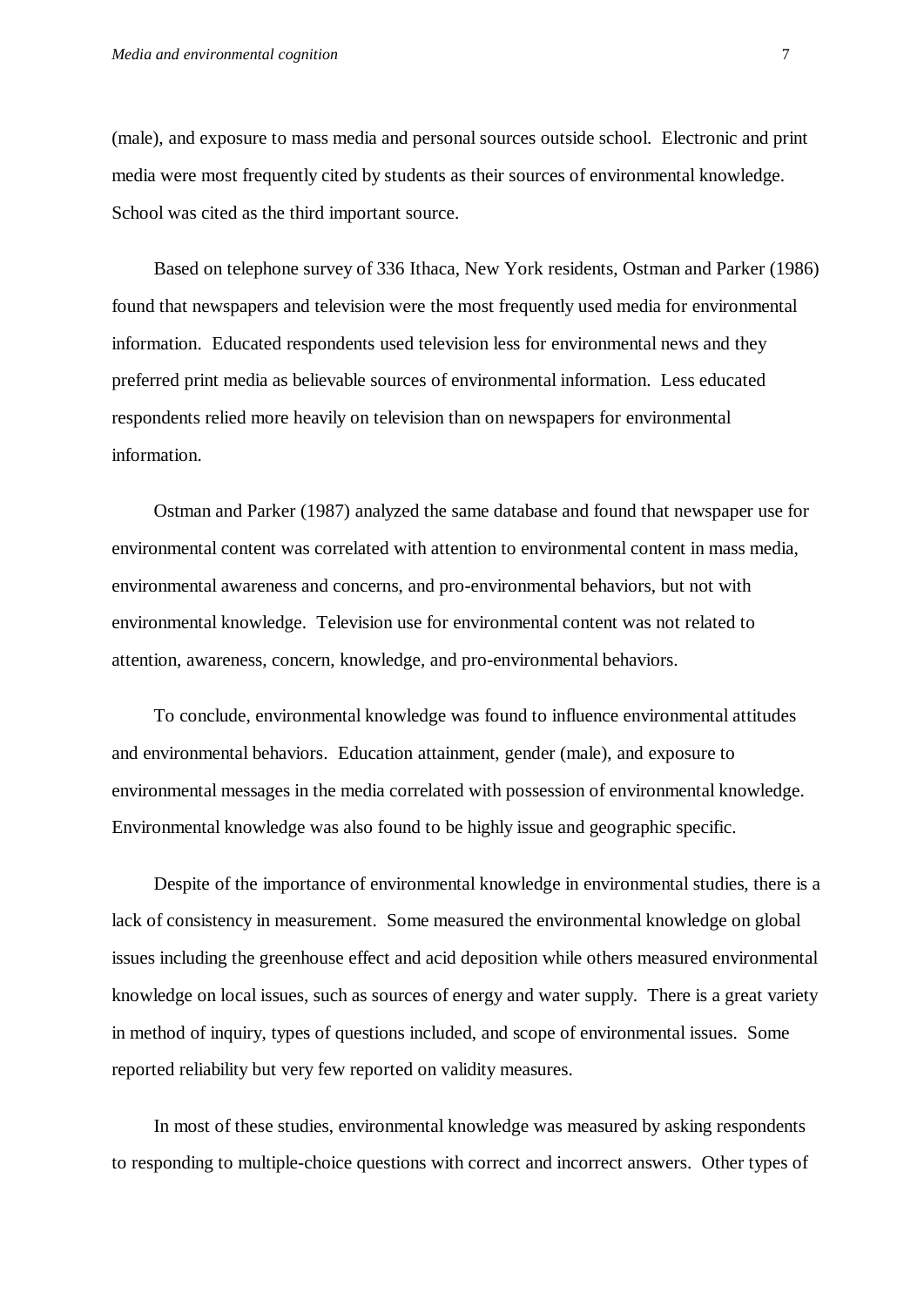(male), and exposure to mass media and personal sources outside school. Electronic and print media were most frequently cited by students as their sources of environmental knowledge. School was cited as the third important source.

Based on telephone survey of 336 Ithaca, New York residents, Ostman and Parker (1986) found that newspapers and television were the most frequently used media for environmental information. Educated respondents used television less for environmental news and they preferred print media as believable sources of environmental information. Less educated respondents relied more heavily on television than on newspapers for environmental information.

Ostman and Parker (1987) analyzed the same database and found that newspaper use for environmental content was correlated with attention to environmental content in mass media, environmental awareness and concerns, and pro-environmental behaviors, but not with environmental knowledge. Television use for environmental content was not related to attention, awareness, concern, knowledge, and pro-environmental behaviors.

To conclude, environmental knowledge was found to influence environmental attitudes and environmental behaviors. Education attainment, gender (male), and exposure to environmental messages in the media correlated with possession of environmental knowledge. Environmental knowledge was also found to be highly issue and geographic specific.

Despite of the importance of environmental knowledge in environmental studies, there is a lack of consistency in measurement. Some measured the environmental knowledge on global issues including the greenhouse effect and acid deposition while others measured environmental knowledge on local issues, such as sources of energy and water supply. There is a great variety in method of inquiry, types of questions included, and scope of environmental issues. Some reported reliability but very few reported on validity measures.

In most of these studies, environmental knowledge was measured by asking respondents to responding to multiple-choice questions with correct and incorrect answers. Other types of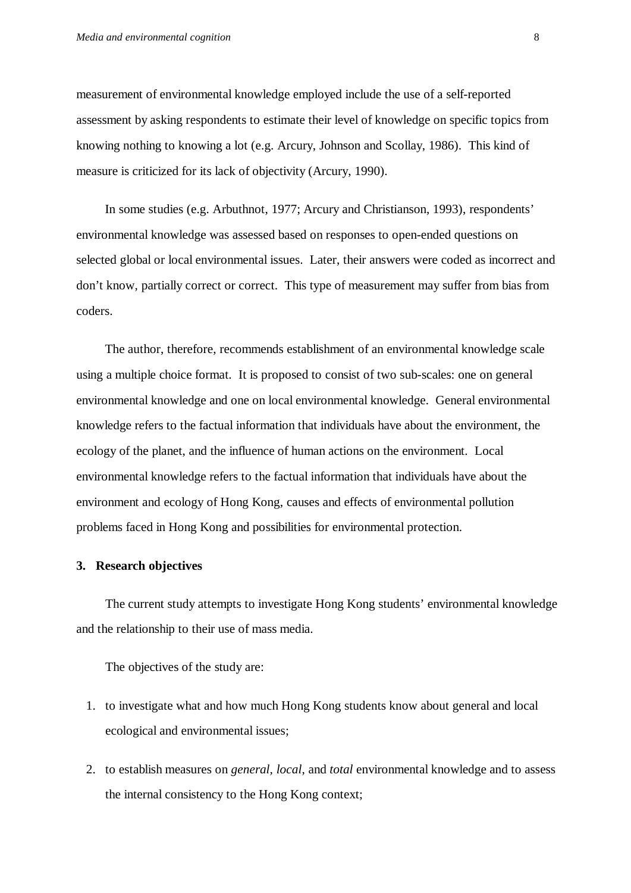measurement of environmental knowledge employed include the use of a self-reported assessment by asking respondents to estimate their level of knowledge on specific topics from knowing nothing to knowing a lot (e.g. Arcury, Johnson and Scollay, 1986). This kind of measure is criticized for its lack of objectivity (Arcury, 1990).

In some studies (e.g. Arbuthnot, 1977; Arcury and Christianson, 1993), respondents' environmental knowledge was assessed based on responses to open-ended questions on selected global or local environmental issues. Later, their answers were coded as incorrect and don't know, partially correct or correct. This type of measurement may suffer from bias from coders.

The author, therefore, recommends establishment of an environmental knowledge scale using a multiple choice format. It is proposed to consist of two sub-scales: one on general environmental knowledge and one on local environmental knowledge. General environmental knowledge refers to the factual information that individuals have about the environment, the ecology of the planet, and the influence of human actions on the environment. Local environmental knowledge refers to the factual information that individuals have about the environment and ecology of Hong Kong, causes and effects of environmental pollution problems faced in Hong Kong and possibilities for environmental protection.

## 3. Research objectives

The current study attempts to investigate Hong Kong students' environmental knowledge and the relationship to their use of mass media.

The objectives of the study are:

1. to investigate what and how much Hong Kong students know about general and local ecological and environmental issues;
2. to establish measures on *general*, *local*, and *total* environmental knowledge and to assess the internal consistency to the Hong Kong context;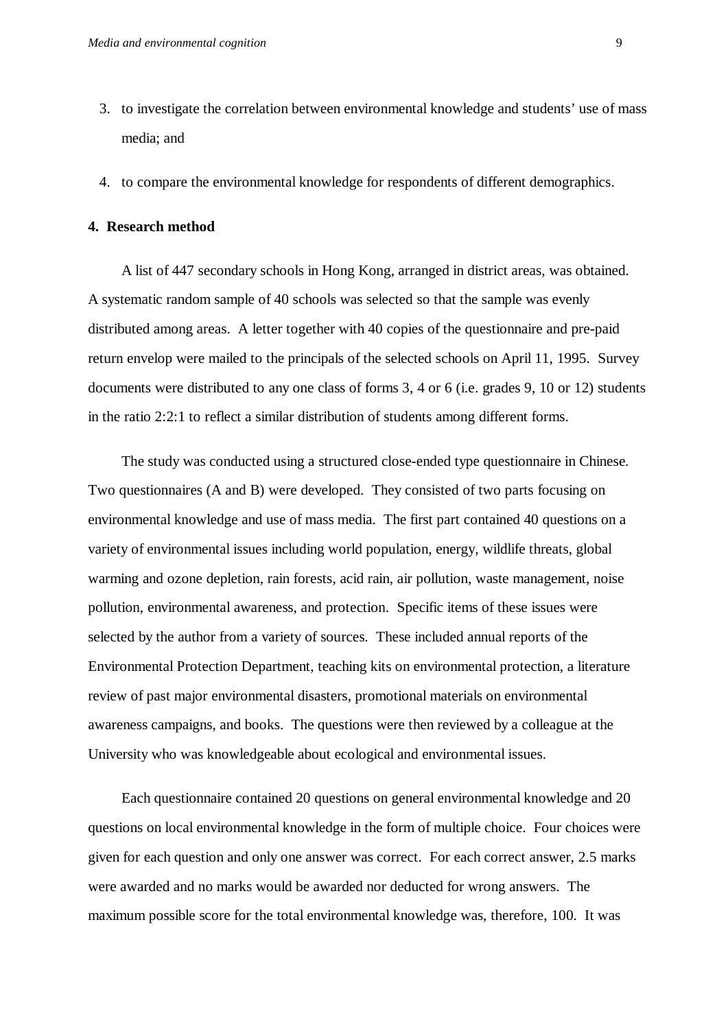3. to investigate the correlation between environmental knowledge and students' use of mass media; and
4. to compare the environmental knowledge for respondents of different demographics.

## 4. Research method

A list of 447 secondary schools in Hong Kong, arranged in district areas, was obtained. A systematic random sample of 40 schools was selected so that the sample was evenly distributed among areas. A letter together with 40 copies of the questionnaire and pre-paid return envelop were mailed to the principals of the selected schools on April 11, 1995. Survey documents were distributed to any one class of forms 3, 4 or 6 (i.e. grades 9, 10 or 12) students in the ratio 2:2:1 to reflect a similar distribution of students among different forms.

The study was conducted using a structured close-ended type questionnaire in Chinese. Two questionnaires (A and B) were developed. They consisted of two parts focusing on environmental knowledge and use of mass media. The first part contained 40 questions on a variety of environmental issues including world population, energy, wildlife threats, global warming and ozone depletion, rain forests, acid rain, air pollution, waste management, noise pollution, environmental awareness, and protection. Specific items of these issues were selected by the author from a variety of sources. These included annual reports of the Environmental Protection Department, teaching kits on environmental protection, a literature review of past major environmental disasters, promotional materials on environmental awareness campaigns, and books. The questions were then reviewed by a colleague at the University who was knowledgeable about ecological and environmental issues.

Each questionnaire contained 20 questions on general environmental knowledge and 20 questions on local environmental knowledge in the form of multiple choice. Four choices were given for each question and only one answer was correct. For each correct answer, 2.5 marks were awarded and no marks would be awarded nor deducted for wrong answers. The maximum possible score for the total environmental knowledge was, therefore, 100. It was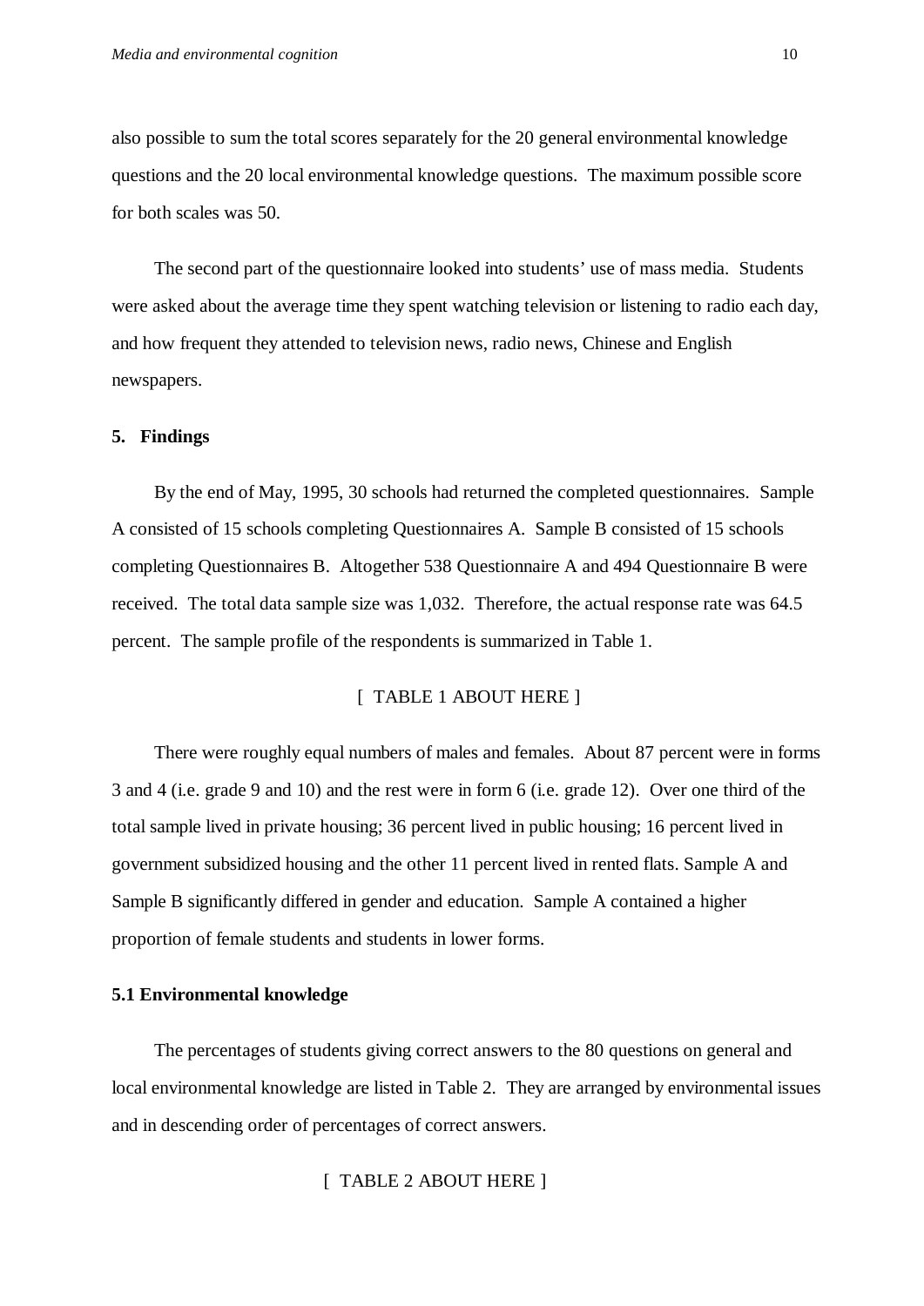also possible to sum the total scores separately for the 20 general environmental knowledge questions and the 20 local environmental knowledge questions. The maximum possible score for both scales was 50.

The second part of the questionnaire looked into students' use of mass media. Students were asked about the average time they spent watching television or listening to radio each day, and how frequent they attended to television news, radio news, Chinese and English newspapers.

## 5. Findings

By the end of May, 1995, 30 schools had returned the completed questionnaires. Sample A consisted of 15 schools completing Questionnaires A. Sample B consisted of 15 schools completing Questionnaires B. Altogether 538 Questionnaire A and 494 Questionnaire B were received. The total data sample size was 1,032. Therefore, the actual response rate was 64.5 percent. The sample profile of the respondents is summarized in Table 1.

[ TABLE 1 ABOUT HERE ]

There were roughly equal numbers of males and females. About 87 percent were in forms 3 and 4 (i.e. grade 9 and 10) and the rest were in form 6 (i.e. grade 12). Over one third of the total sample lived in private housing; 36 percent lived in public housing; 16 percent lived in government subsidized housing and the other 11 percent lived in rented flats. Sample A and Sample B significantly differed in gender and education. Sample A contained a higher proportion of female students and students in lower forms.

### 5.1 Environmental knowledge

The percentages of students giving correct answers to the 80 questions on general and local environmental knowledge are listed in Table 2. They are arranged by environmental issues and in descending order of percentages of correct answers.

[ TABLE 2 ABOUT HERE ]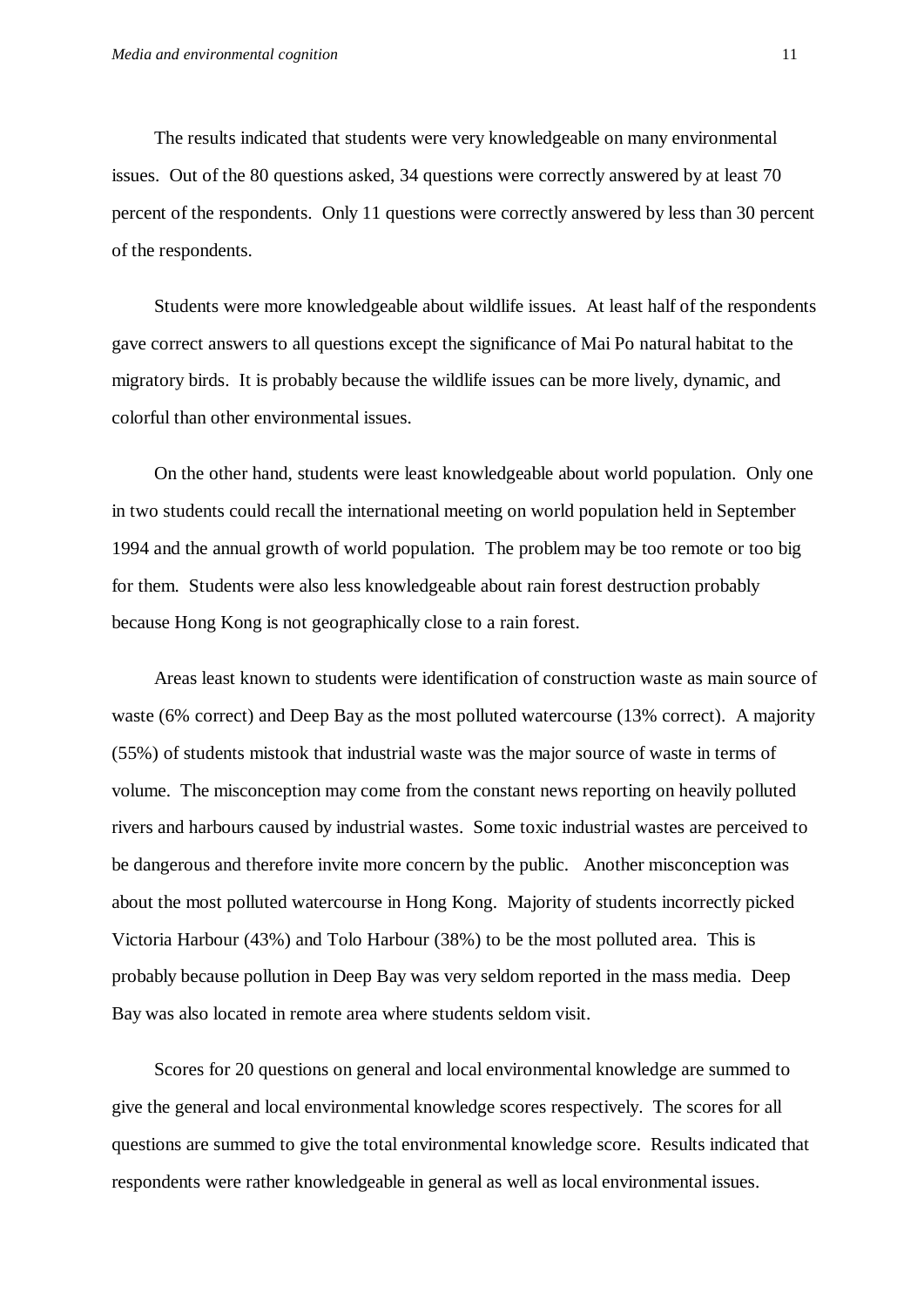The results indicated that students were very knowledgeable on many environmental issues. Out of the 80 questions asked, 34 questions were correctly answered by at least 70 percent of the respondents. Only 11 questions were correctly answered by less than 30 percent of the respondents.

Students were more knowledgeable about wildlife issues. At least half of the respondents gave correct answers to all questions except the significance of Mai Po natural habitat to the migratory birds. It is probably because the wildlife issues can be more lively, dynamic, and colorful than other environmental issues.

On the other hand, students were least knowledgeable about world population. Only one in two students could recall the international meeting on world population held in September 1994 and the annual growth of world population. The problem may be too remote or too big for them. Students were also less knowledgeable about rain forest destruction probably because Hong Kong is not geographically close to a rain forest.

Areas least known to students were identification of construction waste as main source of waste (6% correct) and Deep Bay as the most polluted watercourse (13% correct). A majority (55%) of students mistook that industrial waste was the major source of waste in terms of volume. The misconception may come from the constant news reporting on heavily polluted rivers and harbours caused by industrial wastes. Some toxic industrial wastes are perceived to be dangerous and therefore invite more concern by the public. Another misconception was about the most polluted watercourse in Hong Kong. Majority of students incorrectly picked Victoria Harbour (43%) and Tolo Harbour (38%) to be the most polluted area. This is probably because pollution in Deep Bay was very seldom reported in the mass media. Deep Bay was also located in remote area where students seldom visit.

Scores for 20 questions on general and local environmental knowledge are summed to give the general and local environmental knowledge scores respectively. The scores for all questions are summed to give the total environmental knowledge score. Results indicated that respondents were rather knowledgeable in general as well as local environmental issues.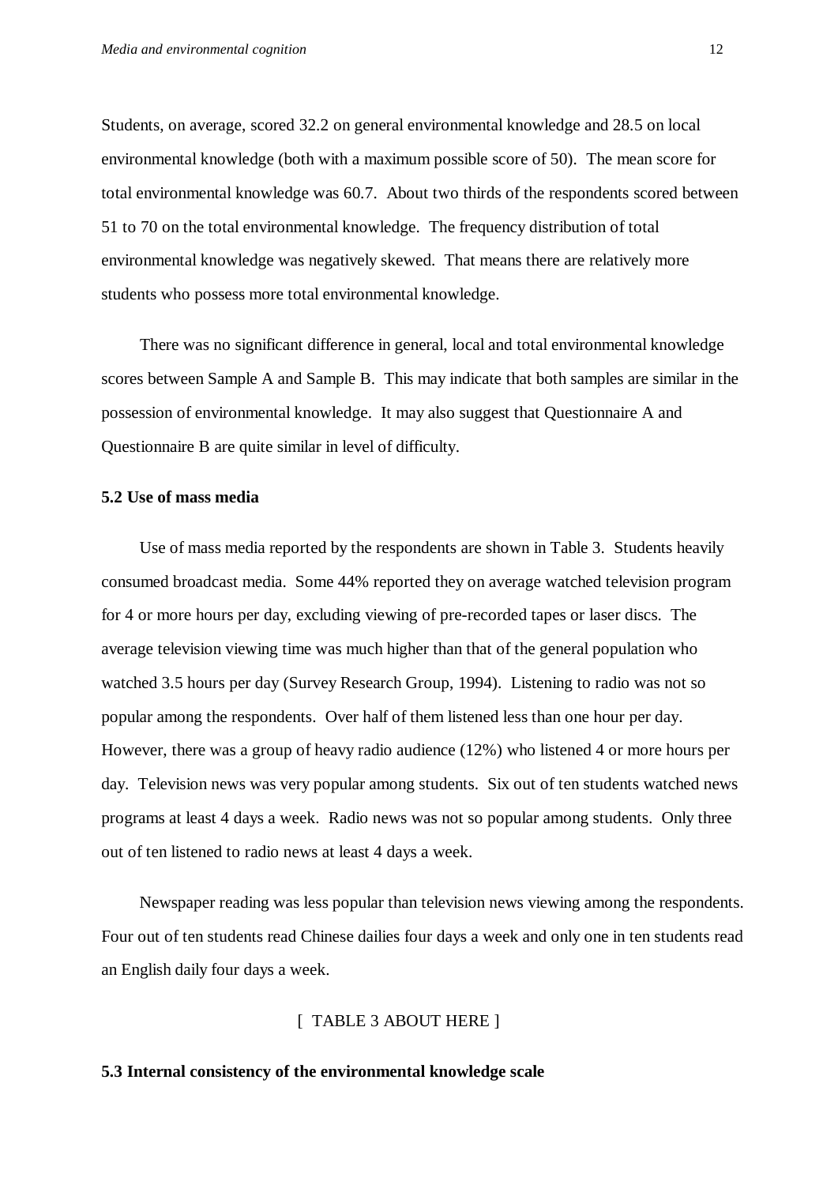Students, on average, scored 32.2 on general environmental knowledge and 28.5 on local environmental knowledge (both with a maximum possible score of 50). The mean score for total environmental knowledge was 60.7. About two thirds of the respondents scored between 51 to 70 on the total environmental knowledge. The frequency distribution of total environmental knowledge was negatively skewed. That means there are relatively more students who possess more total environmental knowledge.

There was no significant difference in general, local and total environmental knowledge scores between Sample A and Sample B. This may indicate that both samples are similar in the possession of environmental knowledge. It may also suggest that Questionnaire A and Questionnaire B are quite similar in level of difficulty.

### 5.2 Use of mass media

Use of mass media reported by the respondents are shown in Table 3. Students heavily consumed broadcast media. Some 44% reported they on average watched television program for 4 or more hours per day, excluding viewing of pre-recorded tapes or laser discs. The average television viewing time was much higher than that of the general population who watched 3.5 hours per day (Survey Research Group, 1994). Listening to radio was not so popular among the respondents. Over half of them listened less than one hour per day. However, there was a group of heavy radio audience (12%) who listened 4 or more hours per day. Television news was very popular among students. Six out of ten students watched news programs at least 4 days a week. Radio news was not so popular among students. Only three out of ten listened to radio news at least 4 days a week.

Newspaper reading was less popular than television news viewing among the respondents. Four out of ten students read Chinese dailies four days a week and only one in ten students read an English daily four days a week.

[ TABLE 3 ABOUT HERE ]

### 5.3 Internal consistency of the environmental knowledge scale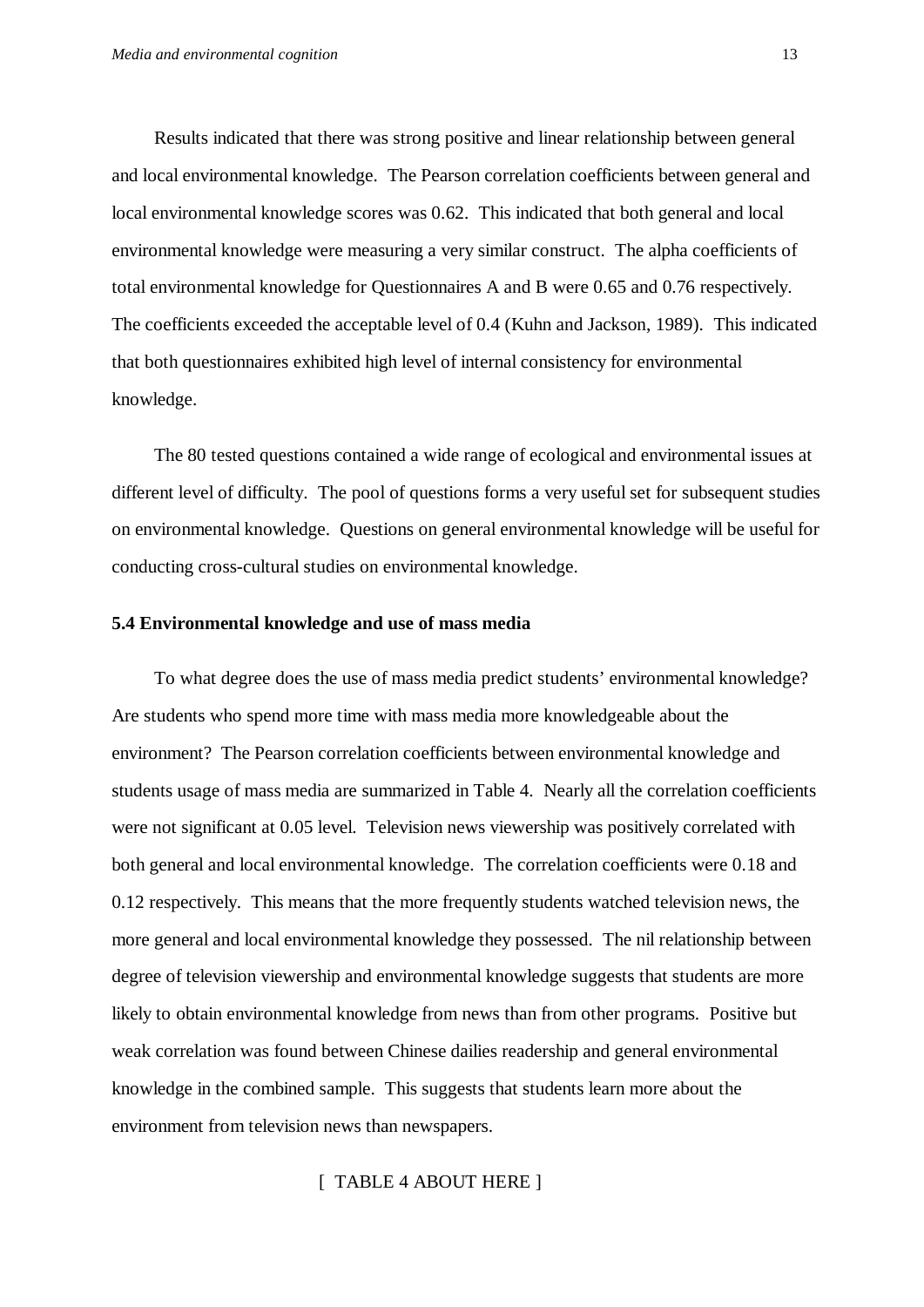Results indicated that there was strong positive and linear relationship between general and local environmental knowledge. The Pearson correlation coefficients between general and local environmental knowledge scores was 0.62. This indicated that both general and local environmental knowledge were measuring a very similar construct. The alpha coefficients of total environmental knowledge for Questionnaires A and B were 0.65 and 0.76 respectively. The coefficients exceeded the acceptable level of 0.4 (Kuhn and Jackson, 1989). This indicated that both questionnaires exhibited high level of internal consistency for environmental knowledge.

The 80 tested questions contained a wide range of ecological and environmental issues at different level of difficulty. The pool of questions forms a very useful set for subsequent studies on environmental knowledge. Questions on general environmental knowledge will be useful for conducting cross-cultural studies on environmental knowledge.

### 5.4 Environmental knowledge and use of mass media

To what degree does the use of mass media predict students' environmental knowledge? Are students who spend more time with mass media more knowledgeable about the environment? The Pearson correlation coefficients between environmental knowledge and students usage of mass media are summarized in Table 4. Nearly all the correlation coefficients were not significant at 0.05 level. Television news viewership was positively correlated with both general and local environmental knowledge. The correlation coefficients were 0.18 and 0.12 respectively. This means that the more frequently students watched television news, the more general and local environmental knowledge they possessed. The nil relationship between degree of television viewership and environmental knowledge suggests that students are more likely to obtain environmental knowledge from news than from other programs. Positive but weak correlation was found between Chinese dailies readership and general environmental knowledge in the combined sample. This suggests that students learn more about the environment from television news than newspapers.

[ TABLE 4 ABOUT HERE ]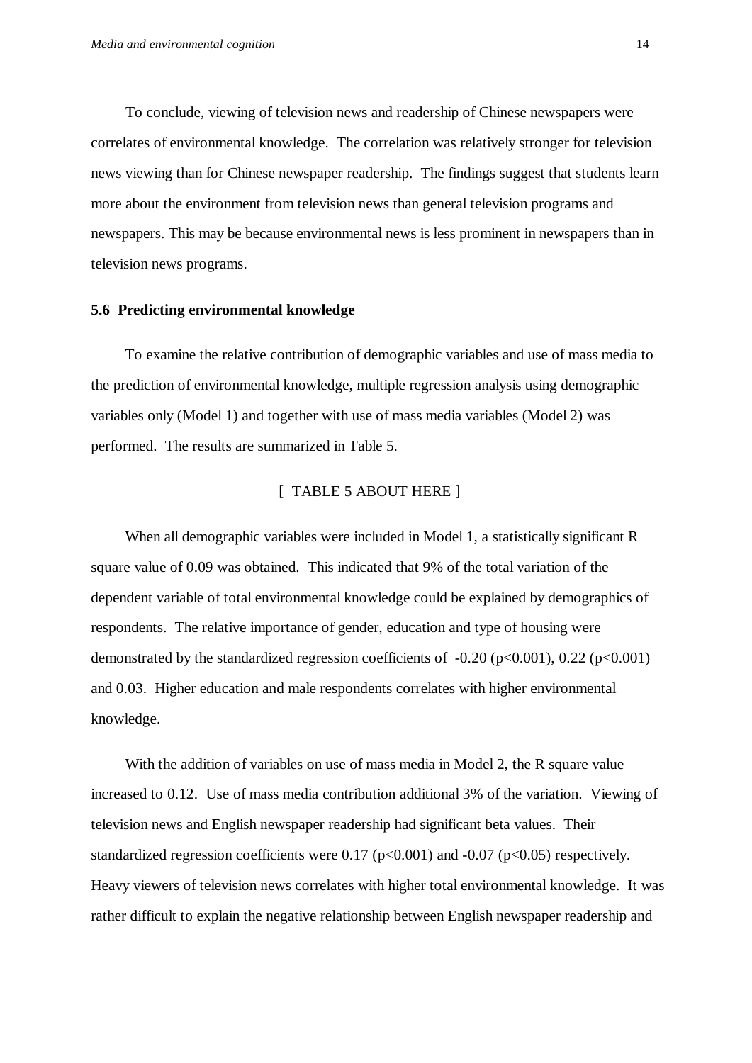To conclude, viewing of television news and readership of Chinese newspapers were correlates of environmental knowledge. The correlation was relatively stronger for television news viewing than for Chinese newspaper readership. The findings suggest that students learn more about the environment from television news than general television programs and newspapers. This may be because environmental news is less prominent in newspapers than in television news programs.

### 5.6 Predicting environmental knowledge

To examine the relative contribution of demographic variables and use of mass media to the prediction of environmental knowledge, multiple regression analysis using demographic variables only (Model 1) and together with use of mass media variables (Model 2) was performed. The results are summarized in Table 5.

[ TABLE 5 ABOUT HERE ]

When all demographic variables were included in Model 1, a statistically significant R square value of 0.09 was obtained. This indicated that 9% of the total variation of the dependent variable of total environmental knowledge could be explained by demographics of respondents. The relative importance of gender, education and type of housing were demonstrated by the standardized regression coefficients of -0.20 ($p<0.001$), 0.22 ($p<0.001$) and 0.03. Higher education and male respondents correlates with higher environmental knowledge.

With the addition of variables on use of mass media in Model 2, the R square value increased to 0.12. Use of mass media contribution additional 3% of the variation. Viewing of television news and English newspaper readership had significant beta values. Their standardized regression coefficients were 0.17 ($p<0.001$) and -0.07 ($p<0.05$) respectively. Heavy viewers of television news correlates with higher total environmental knowledge. It was rather difficult to explain the negative relationship between English newspaper readership and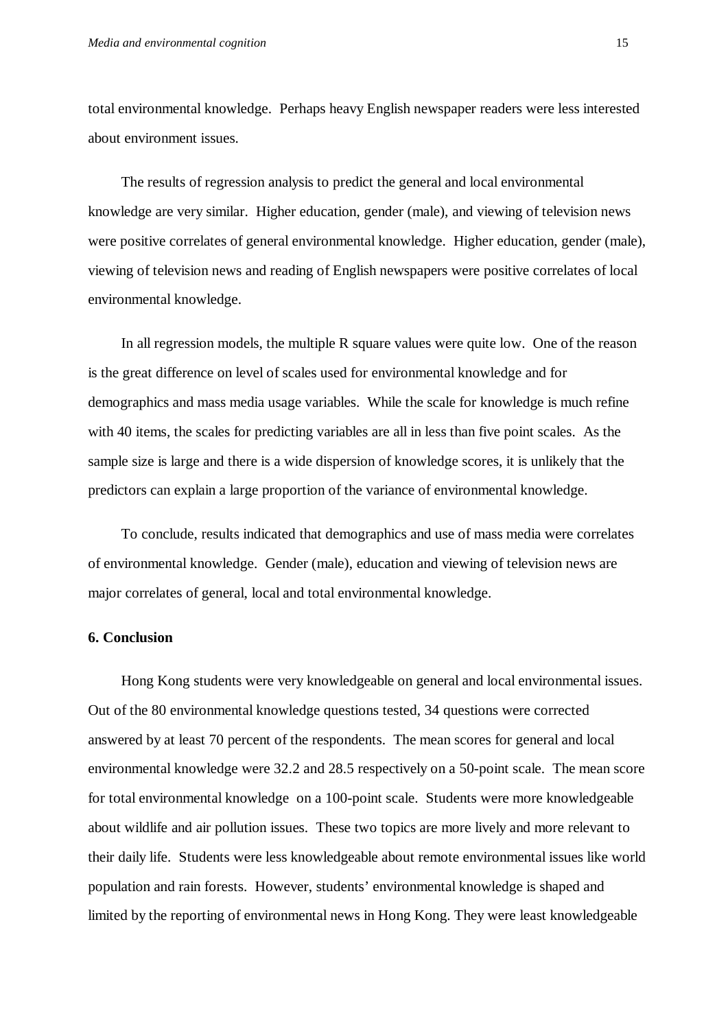total environmental knowledge. Perhaps heavy English newspaper readers were less interested about environment issues.

The results of regression analysis to predict the general and local environmental knowledge are very similar. Higher education, gender (male), and viewing of television news were positive correlates of general environmental knowledge. Higher education, gender (male), viewing of television news and reading of English newspapers were positive correlates of local environmental knowledge.

In all regression models, the multiple R square values were quite low. One of the reason is the great difference on level of scales used for environmental knowledge and for demographics and mass media usage variables. While the scale for knowledge is much refine with 40 items, the scales for predicting variables are all in less than five point scales. As the sample size is large and there is a wide dispersion of knowledge scores, it is unlikely that the predictors can explain a large proportion of the variance of environmental knowledge.

To conclude, results indicated that demographics and use of mass media were correlates of environmental knowledge. Gender (male), education and viewing of television news are major correlates of general, local and total environmental knowledge.

## 6. Conclusion

Hong Kong students were very knowledgeable on general and local environmental issues. Out of the 80 environmental knowledge questions tested, 34 questions were corrected answered by at least 70 percent of the respondents. The mean scores for general and local environmental knowledge were 32.2 and 28.5 respectively on a 50-point scale. The mean score for total environmental knowledge on a 100-point scale. Students were more knowledgeable about wildlife and air pollution issues. These two topics are more lively and more relevant to their daily life. Students were less knowledgeable about remote environmental issues like world population and rain forests. However, students' environmental knowledge is shaped and limited by the reporting of environmental news in Hong Kong. They were least knowledgeable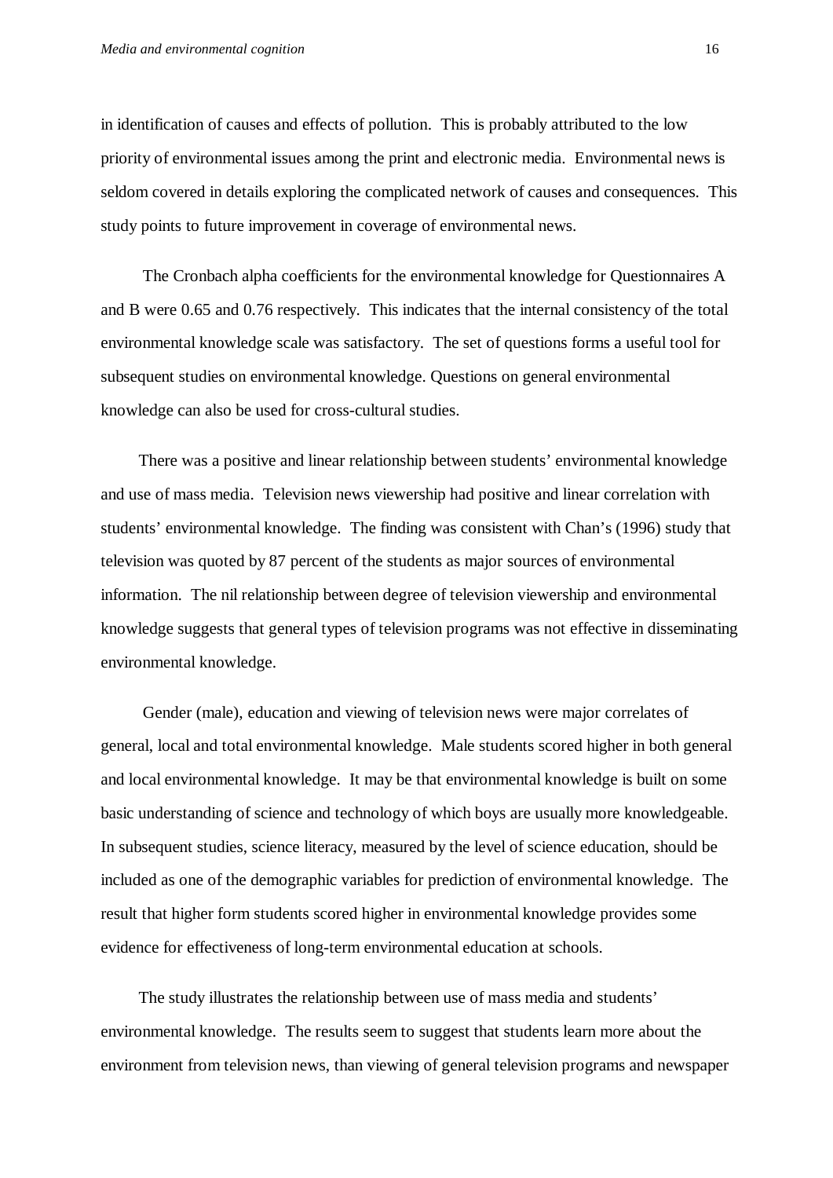in identification of causes and effects of pollution. This is probably attributed to the low priority of environmental issues among the print and electronic media. Environmental news is seldom covered in details exploring the complicated network of causes and consequences. This study points to future improvement in coverage of environmental news.

The Cronbach alpha coefficients for the environmental knowledge for Questionnaires A and B were 0.65 and 0.76 respectively. This indicates that the internal consistency of the total environmental knowledge scale was satisfactory. The set of questions forms a useful tool for subsequent studies on environmental knowledge. Questions on general environmental knowledge can also be used for cross-cultural studies.

There was a positive and linear relationship between students' environmental knowledge and use of mass media. Television news viewership had positive and linear correlation with students' environmental knowledge. The finding was consistent with Chan's (1996) study that television was quoted by 87 percent of the students as major sources of environmental information. The nil relationship between degree of television viewership and environmental knowledge suggests that general types of television programs was not effective in disseminating environmental knowledge.

Gender (male), education and viewing of television news were major correlates of general, local and total environmental knowledge. Male students scored higher in both general and local environmental knowledge. It may be that environmental knowledge is built on some basic understanding of science and technology of which boys are usually more knowledgeable. In subsequent studies, science literacy, measured by the level of science education, should be included as one of the demographic variables for prediction of environmental knowledge. The result that higher form students scored higher in environmental knowledge provides some evidence for effectiveness of long-term environmental education at schools.

The study illustrates the relationship between use of mass media and students' environmental knowledge. The results seem to suggest that students learn more about the environment from television news, than viewing of general television programs and newspaper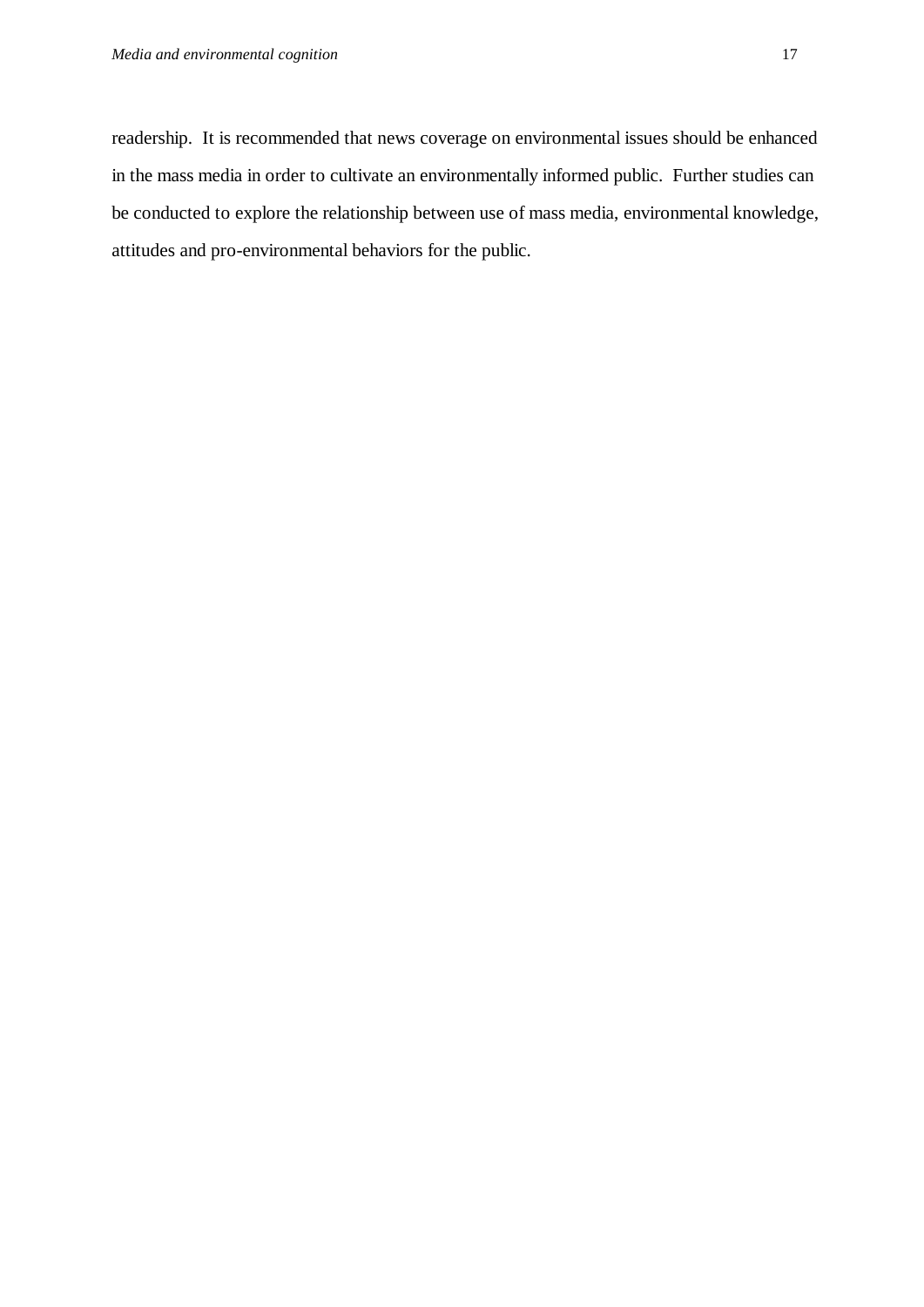readership. It is recommended that news coverage on environmental issues should be enhanced in the mass media in order to cultivate an environmentally informed public. Further studies can be conducted to explore the relationship between use of mass media, environmental knowledge, attitudes and pro-environmental behaviors for the public.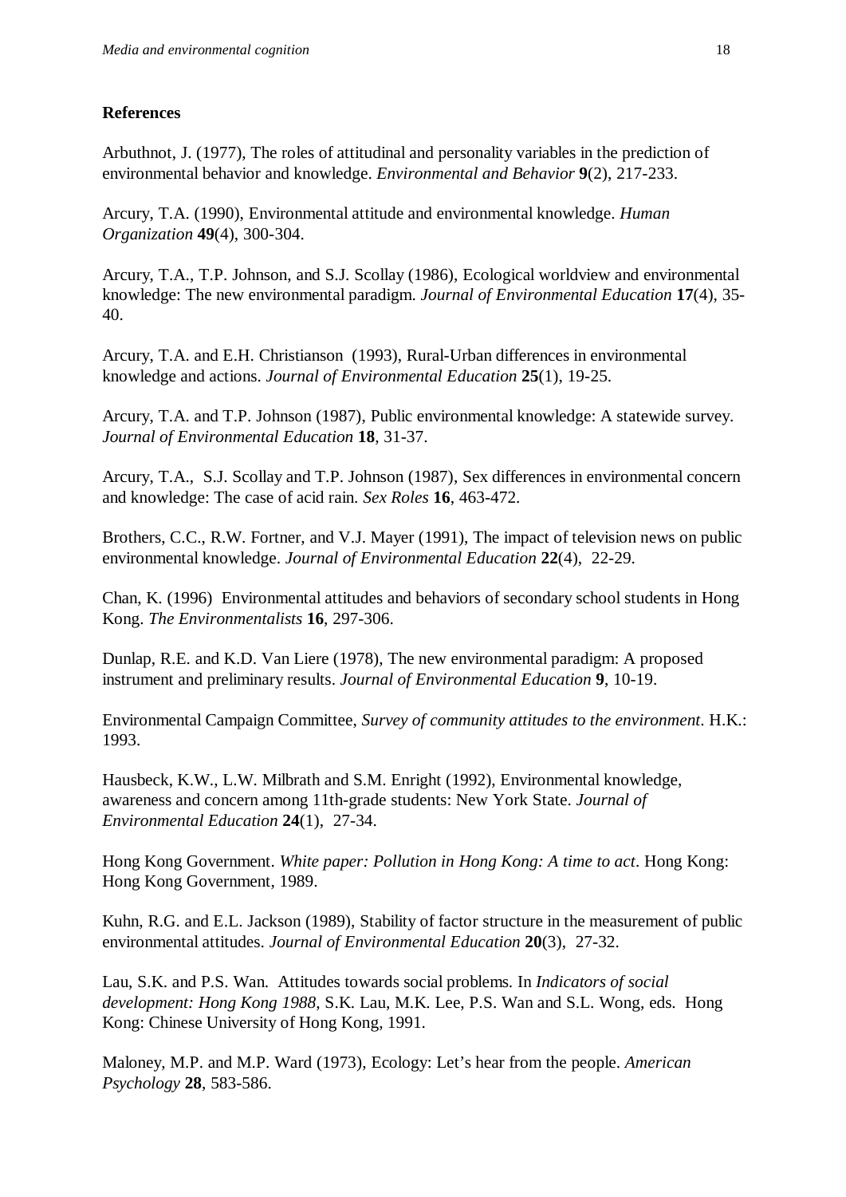**References**

Arbuthnot, J. (1977), The roles of attitudinal and personality variables in the prediction of environmental behavior and knowledge. *Environmental and Behavior* **9**(2), 217-233.

Arcury, T.A. (1990), Environmental attitude and environmental knowledge. *Human Organization* **49**(4), 300-304.

Arcury, T.A., T.P. Johnson, and S.J. Scollay (1986), Ecological worldview and environmental knowledge: The new environmental paradigm. *Journal of Environmental Education* **17**(4), 35-40.

Arcury, T.A. and E.H. Christianson (1993), Rural-Urban differences in environmental knowledge and actions. *Journal of Environmental Education* **25**(1), 19-25.

Arcury, T.A. and T.P. Johnson (1987), Public environmental knowledge: A statewide survey. *Journal of Environmental Education* **18**, 31-37.

Arcury, T.A., S.J. Scollay and T.P. Johnson (1987), Sex differences in environmental concern and knowledge: The case of acid rain. *Sex Roles* **16**, 463-472.

Brothers, C.C., R.W. Fortner, and V.J. Mayer (1991), The impact of television news on public environmental knowledge. *Journal of Environmental Education* **22**(4), 22-29.

Chan, K. (1996) Environmental attitudes and behaviors of secondary school students in Hong Kong. *The Environmentalists* **16**, 297-306.

Dunlap, R.E. and K.D. Van Liere (1978), The new environmental paradigm: A proposed instrument and preliminary results. *Journal of Environmental Education* **9**, 10-19.

Environmental Campaign Committee, *Survey of community attitudes to the environment*. H.K.: 1993.

Hausbeck, K.W., L.W. Milbrath and S.M. Enright (1992), Environmental knowledge, awareness and concern among 11th-grade students: New York State. *Journal of Environmental Education* **24**(1), 27-34.

Hong Kong Government. *White paper: Pollution in Hong Kong: A time to act*. Hong Kong: Hong Kong Government, 1989.

Kuhn, R.G. and E.L. Jackson (1989), Stability of factor structure in the measurement of public environmental attitudes. *Journal of Environmental Education* **20**(3), 27-32.

Lau, S.K. and P.S. Wan. Attitudes towards social problems. In *Indicators of social development: Hong Kong 1988*, S.K. Lau, M.K. Lee, P.S. Wan and S.L. Wong, eds. Hong Kong: Chinese University of Hong Kong, 1991.

Maloney, M.P. and M.P. Ward (1973), Ecology: Let's hear from the people. *American Psychology* **28**, 583-586.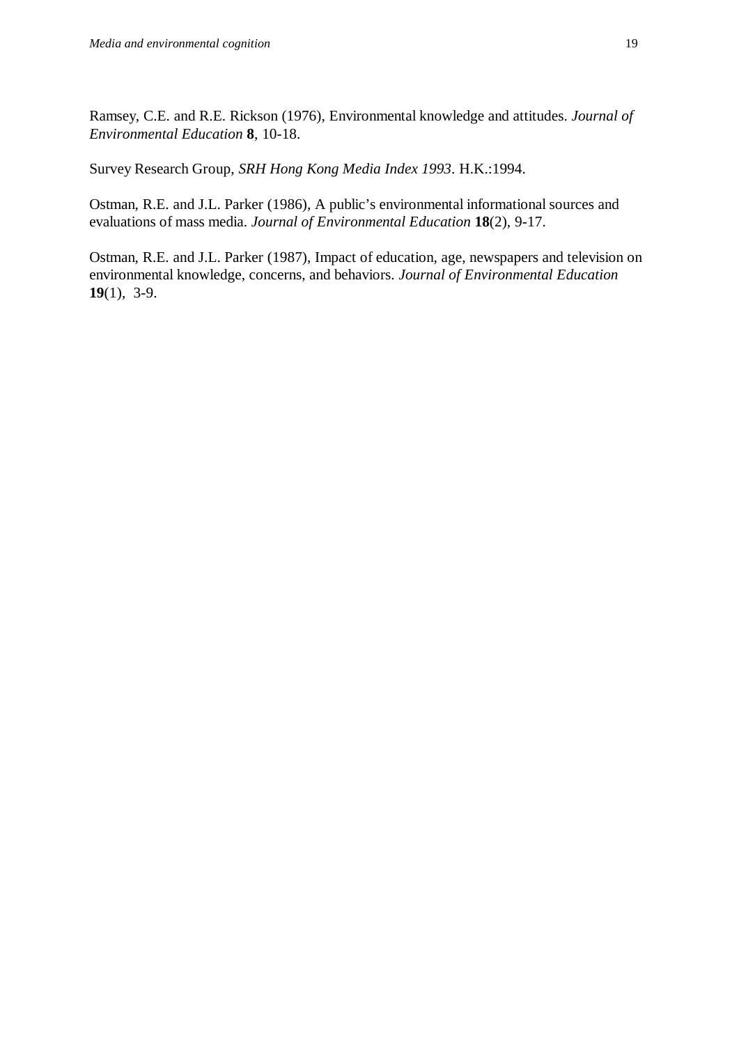Ramsey, C.E. and R.E. Rickson (1976), Environmental knowledge and attitudes. *Journal of Environmental Education* **8**, 10-18.

Survey Research Group, *SRH Hong Kong Media Index 1993*. H.K.:1994.

Ostman, R.E. and J.L. Parker (1986), A public's environmental informational sources and evaluations of mass media. *Journal of Environmental Education* **18**(2), 9-17.

Ostman, R.E. and J.L. Parker (1987), Impact of education, age, newspapers and television on environmental knowledge, concerns, and behaviors. *Journal of Environmental Education* **19**(1), 3-9.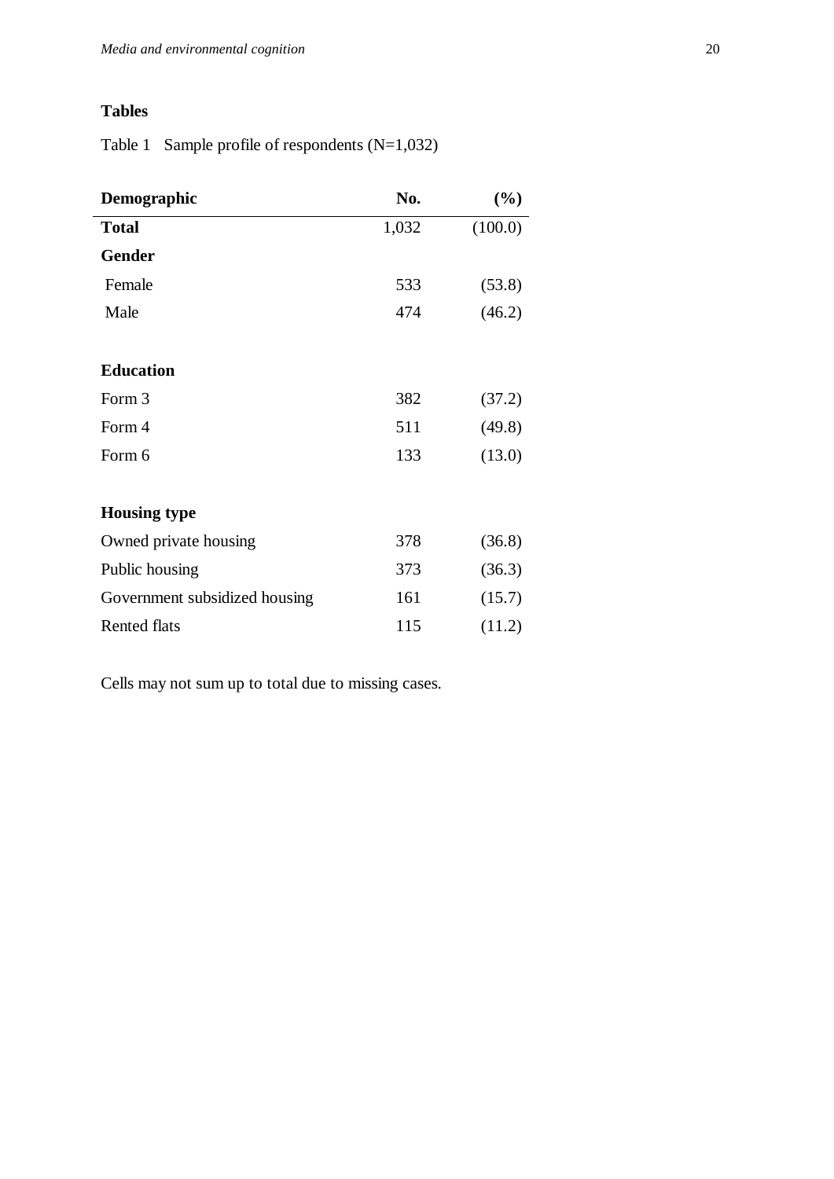## Tables

Table 1 Sample profile of respondents (N=1,032)

| Demographic | No. | (%) |
|---|---|---|
| **Total** | 1,032 | (100.0) |
| **Gender** | | |
| Female | 533 | (53.8) |
| Male | 474 | (46.2) |
| | | |
| **Education** | | |
| Form 3 | 382 | (37.2) |
| Form 4 | 511 | (49.8) |
| Form 6 | 133 | (13.0) |
| | | |
| **Housing type** | | |
| Owned private housing | 378 | (36.8) |
| Public housing | 373 | (36.3) |
| Government subsidized housing | 161 | (15.7) |
| Rented flats | 115 | (11.2) |

Cells may not sum up to total due to missing cases.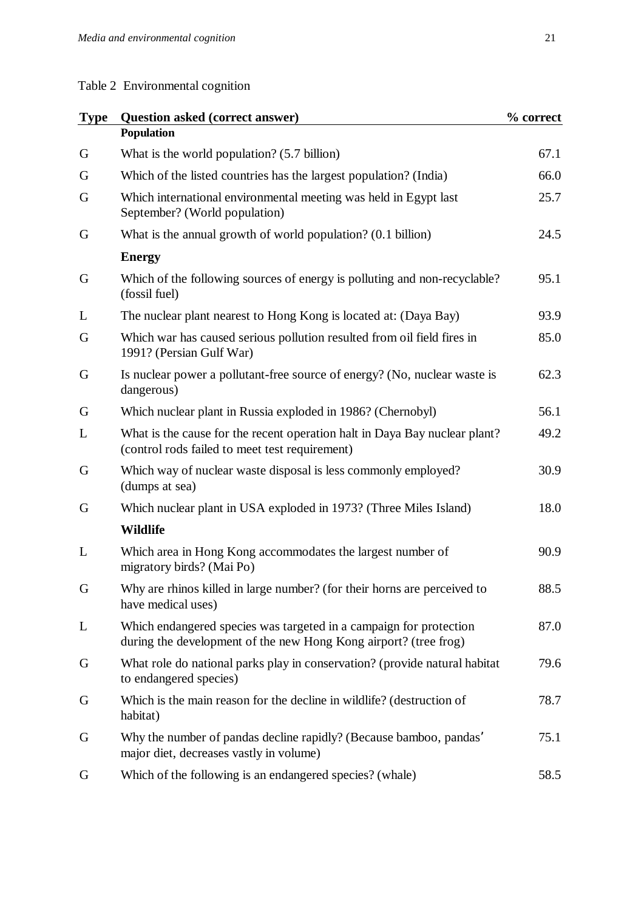Table 2 Environmental cognition

| Type | Question asked (correct answer) | % correct |
|---|---|---|
| | **Population** | |
| G | What is the world population? (5.7 billion) | 67.1 |
| G | Which of the listed countries has the largest population? (India) | 66.0 |
| G | Which international environmental meeting was held in Egypt last September? (World population) | 25.7 |
| G | What is the annual growth of world population? (0.1 billion) | 24.5 |
| | **Energy** | |
| G | Which of the following sources of energy is polluting and non-recyclable? (fossil fuel) | 95.1 |
| L | The nuclear plant nearest to Hong Kong is located at: (Daya Bay) | 93.9 |
| G | Which war has caused serious pollution resulted from oil field fires in 1991? (Persian Gulf War) | 85.0 |
| G | Is nuclear power a pollutant-free source of energy? (No, nuclear waste is dangerous) | 62.3 |
| G | Which nuclear plant in Russia exploded in 1986? (Chernobyl) | 56.1 |
| L | What is the cause for the recent operation halt in Daya Bay nuclear plant? (control rods failed to meet test requirement) | 49.2 |
| G | Which way of nuclear waste disposal is less commonly employed? (dumps at sea) | 30.9 |
| G | Which nuclear plant in USA exploded in 1973? (Three Miles Island) | 18.0 |
| | **Wildlife** | |
| L | Which area in Hong Kong accommodates the largest number of migratory birds? (Mai Po) | 90.9 |
| G | Why are rhinos killed in large number? (for their horns are perceived to have medical uses) | 88.5 |
| L | Which endangered species was targeted in a campaign for protection during the development of the new Hong Kong airport? (tree frog) | 87.0 |
| G | What role do national parks play in conservation? (provide natural habitat to endangered species) | 79.6 |
| G | Which is the main reason for the decline in wildlife? (destruction of habitat) | 78.7 |
| G | Why the number of pandas decline rapidly? (Because bamboo, pandas' major diet, decreases vastly in volume) | 75.1 |
| G | Which of the following is an endangered species? (whale) | 58.5 |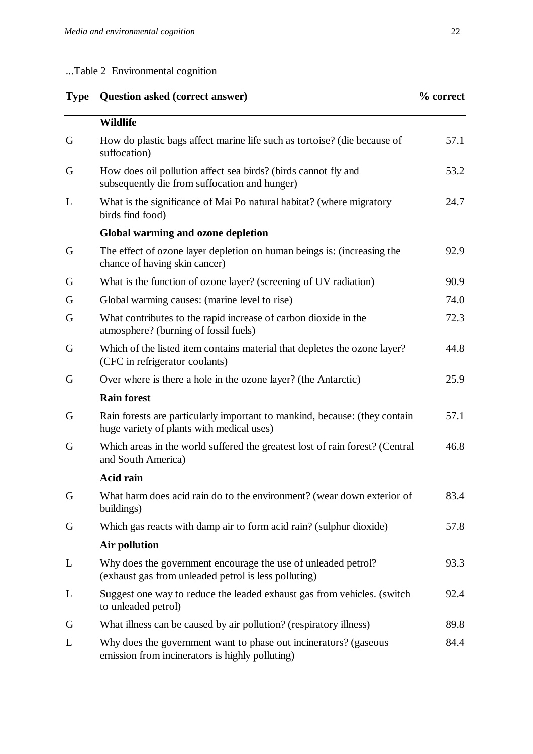...Table 2 Environmental cognition

| Type | Question asked (correct answer) | % correct |
|---|---|---|
| | **Wildlife** | |
| G | How do plastic bags affect marine life such as tortoise? (die because of suffocation) | 57.1 |
| G | How does oil pollution affect sea birds? (birds cannot fly and subsequently die from suffocation and hunger) | 53.2 |
| L | What is the significance of Mai Po natural habitat? (where migratory birds find food) | 24.7 |
| | **Global warming and ozone depletion** | |
| G | The effect of ozone layer depletion on human beings is: (increasing the chance of having skin cancer) | 92.9 |
| G | What is the function of ozone layer? (screening of UV radiation) | 90.9 |
| G | Global warming causes: (marine level to rise) | 74.0 |
| G | What contributes to the rapid increase of carbon dioxide in the atmosphere? (burning of fossil fuels) | 72.3 |
| G | Which of the listed item contains material that depletes the ozone layer? (CFC in refrigerator coolants) | 44.8 |
| G | Over where is there a hole in the ozone layer? (the Antarctic) | 25.9 |
| | **Rain forest** | |
| G | Rain forests are particularly important to mankind, because: (they contain huge variety of plants with medical uses) | 57.1 |
| G | Which areas in the world suffered the greatest lost of rain forest? (Central and South America) | 46.8 |
| | **Acid rain** | |
| G | What harm does acid rain do to the environment? (wear down exterior of buildings) | 83.4 |
| G | Which gas reacts with damp air to form acid rain? (sulphur dioxide) | 57.8 |
| | **Air pollution** | |
| L | Why does the government encourage the use of unleaded petrol? (exhaust gas from unleaded petrol is less polluting) | 93.3 |
| L | Suggest one way to reduce the leaded exhaust gas from vehicles. (switch to unleaded petrol) | 92.4 |
| G | What illness can be caused by air pollution? (respiratory illness) | 89.8 |
| L | Why does the government want to phase out incinerators? (gaseous emission from incinerators is highly polluting) | 84.4 |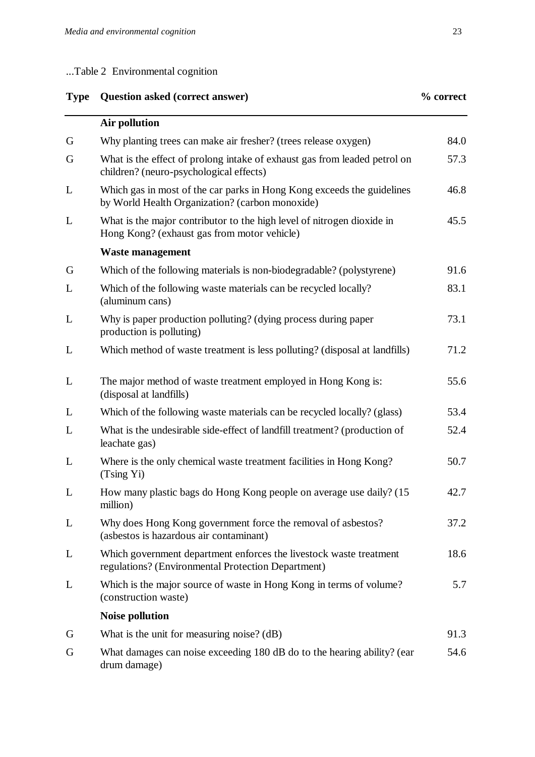...Table 2 Environmental cognition

| Type | Question asked (correct answer) | % correct |
|---|---|---|
| | **Air pollution** | |
| G | Why planting trees can make air fresher? (trees release oxygen) | 84.0 |
| G | What is the effect of prolong intake of exhaust gas from leaded petrol on children? (neuro-psychological effects) | 57.3 |
| L | Which gas in most of the car parks in Hong Kong exceeds the guidelines by World Health Organization? (carbon monoxide) | 46.8 |
| L | What is the major contributor to the high level of nitrogen dioxide in Hong Kong? (exhaust gas from motor vehicle) | 45.5 |
| | **Waste management** | |
| G | Which of the following materials is non-biodegradable? (polystyrene) | 91.6 |
| L | Which of the following waste materials can be recycled locally? (aluminum cans) | 83.1 |
| L | Why is paper production polluting? (dying process during paper production is polluting) | 73.1 |
| L | Which method of waste treatment is less polluting? (disposal at landfills) | 71.2 |
| L | The major method of waste treatment employed in Hong Kong is: (disposal at landfills) | 55.6 |
| L | Which of the following waste materials can be recycled locally? (glass) | 53.4 |
| L | What is the undesirable side-effect of landfill treatment? (production of leachate gas) | 52.4 |
| L | Where is the only chemical waste treatment facilities in Hong Kong? (Tsing Yi) | 50.7 |
| L | How many plastic bags do Hong Kong people on average use daily? (15 million) | 42.7 |
| L | Why does Hong Kong government force the removal of asbestos? (asbestos is hazardous air contaminant) | 37.2 |
| L | Which government department enforces the livestock waste treatment regulations? (Environmental Protection Department) | 18.6 |
| L | Which is the major source of waste in Hong Kong in terms of volume? (construction waste) | 5.7 |
| | **Noise pollution** | |
| G | What is the unit for measuring noise? (dB) | 91.3 |
| G | What damages can noise exceeding 180 dB do to the hearing ability? (ear drum damage) | 54.6 |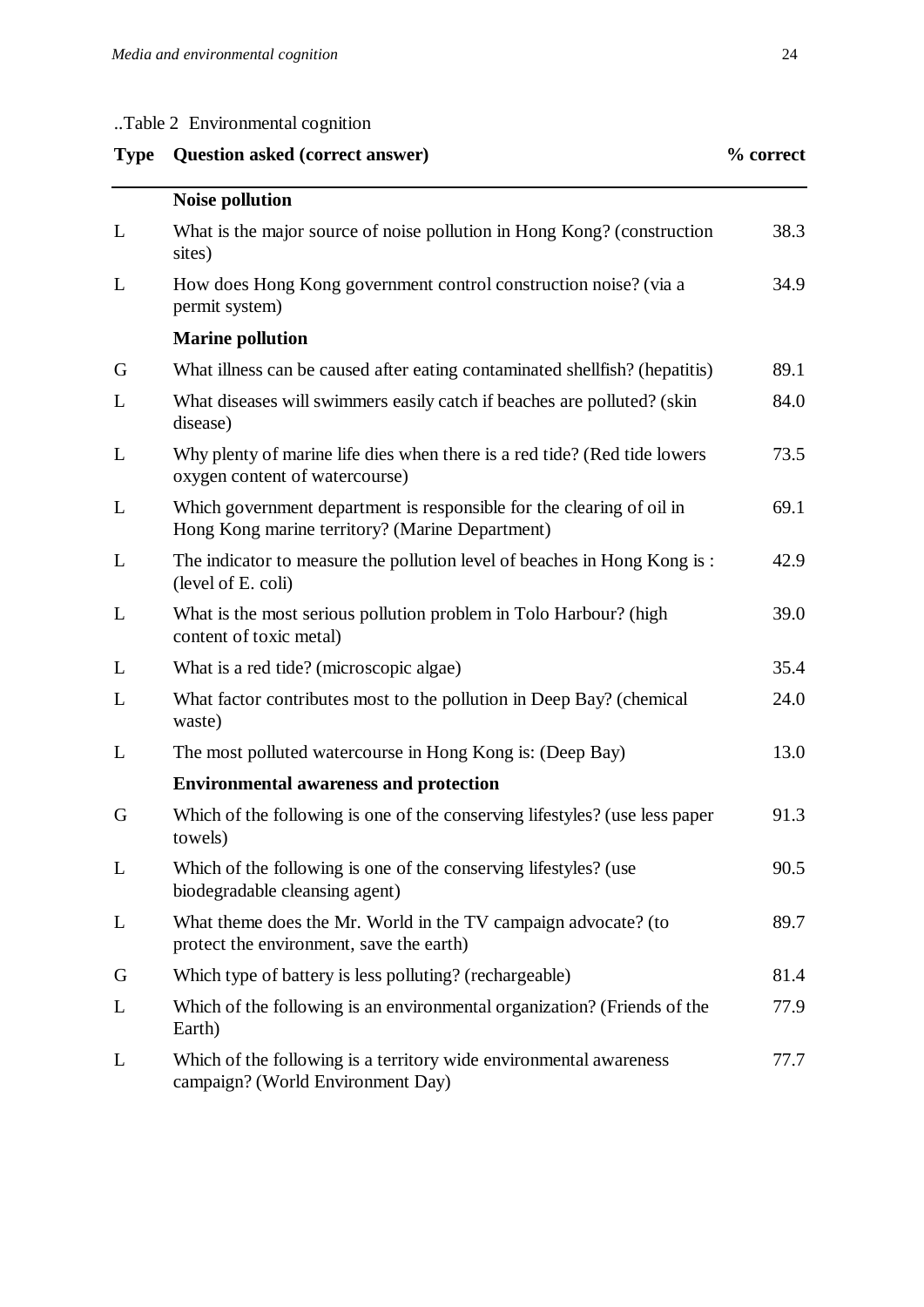..Table 2 Environmental cognition

| Type | Question asked (correct answer) | % correct |
|---|---|---|
| | **Noise pollution** | |
| L | What is the major source of noise pollution in Hong Kong? (construction sites) | 38.3 |
| L | How does Hong Kong government control construction noise? (via a permit system) | 34.9 |
| | **Marine pollution** | |
| G | What illness can be caused after eating contaminated shellfish? (hepatitis) | 89.1 |
| L | What diseases will swimmers easily catch if beaches are polluted? (skin disease) | 84.0 |
| L | Why plenty of marine life dies when there is a red tide? (Red tide lowers oxygen content of watercourse) | 73.5 |
| L | Which government department is responsible for the clearing of oil in Hong Kong marine territory? (Marine Department) | 69.1 |
| L | The indicator to measure the pollution level of beaches in Hong Kong is : (level of E. coli) | 42.9 |
| L | What is the most serious pollution problem in Tolo Harbour? (high content of toxic metal) | 39.0 |
| L | What is a red tide? (microscopic algae) | 35.4 |
| L | What factor contributes most to the pollution in Deep Bay? (chemical waste) | 24.0 |
| L | The most polluted watercourse in Hong Kong is: (Deep Bay) | 13.0 |
| | **Environmental awareness and protection** | |
| G | Which of the following is one of the conserving lifestyles? (use less paper towels) | 91.3 |
| L | Which of the following is one of the conserving lifestyles? (use biodegradable cleansing agent) | 90.5 |
| L | What theme does the Mr. World in the TV campaign advocate? (to protect the environment, save the earth) | 89.7 |
| G | Which type of battery is less polluting? (rechargeable) | 81.4 |
| L | Which of the following is an environmental organization? (Friends of the Earth) | 77.9 |
| L | Which of the following is a territory wide environmental awareness campaign? (World Environment Day) | 77.7 |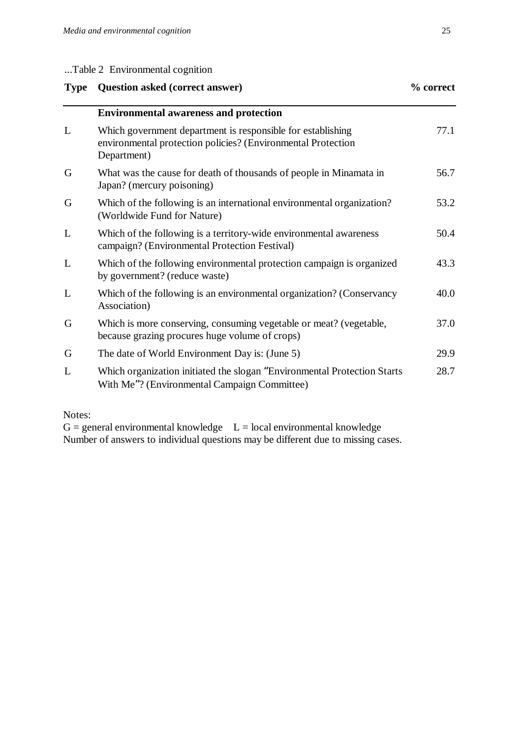...Table 2 Environmental cognition

| Type | Question asked (correct answer) | % correct |
|---|---|---|
| | **Environmental awareness and protection** | |
| L | Which government department is responsible for establishing environmental protection policies? (Environmental Protection Department) | 77.1 |
| G | What was the cause for death of thousands of people in Minamata in Japan? (mercury poisoning) | 56.7 |
| G | Which of the following is an international environmental organization? (Worldwide Fund for Nature) | 53.2 |
| L | Which of the following is a territory-wide environmental awareness campaign? (Environmental Protection Festival) | 50.4 |
| L | Which of the following environmental protection campaign is organized by government? (reduce waste) | 43.3 |
| L | Which of the following is an environmental organization? (Conservancy Association) | 40.0 |
| G | Which is more conserving, consuming vegetable or meat? (vegetable, because grazing procures huge volume of crops) | 37.0 |
| G | The date of World Environment Day is: (June 5) | 29.9 |
| L | Which organization initiated the slogan “Environmental Protection Starts With Me”? (Environmental Campaign Committee) | 28.7 |

Notes:
G = general environmental knowledge  L = local environmental knowledge
Number of answers to individual questions may be different due to missing cases.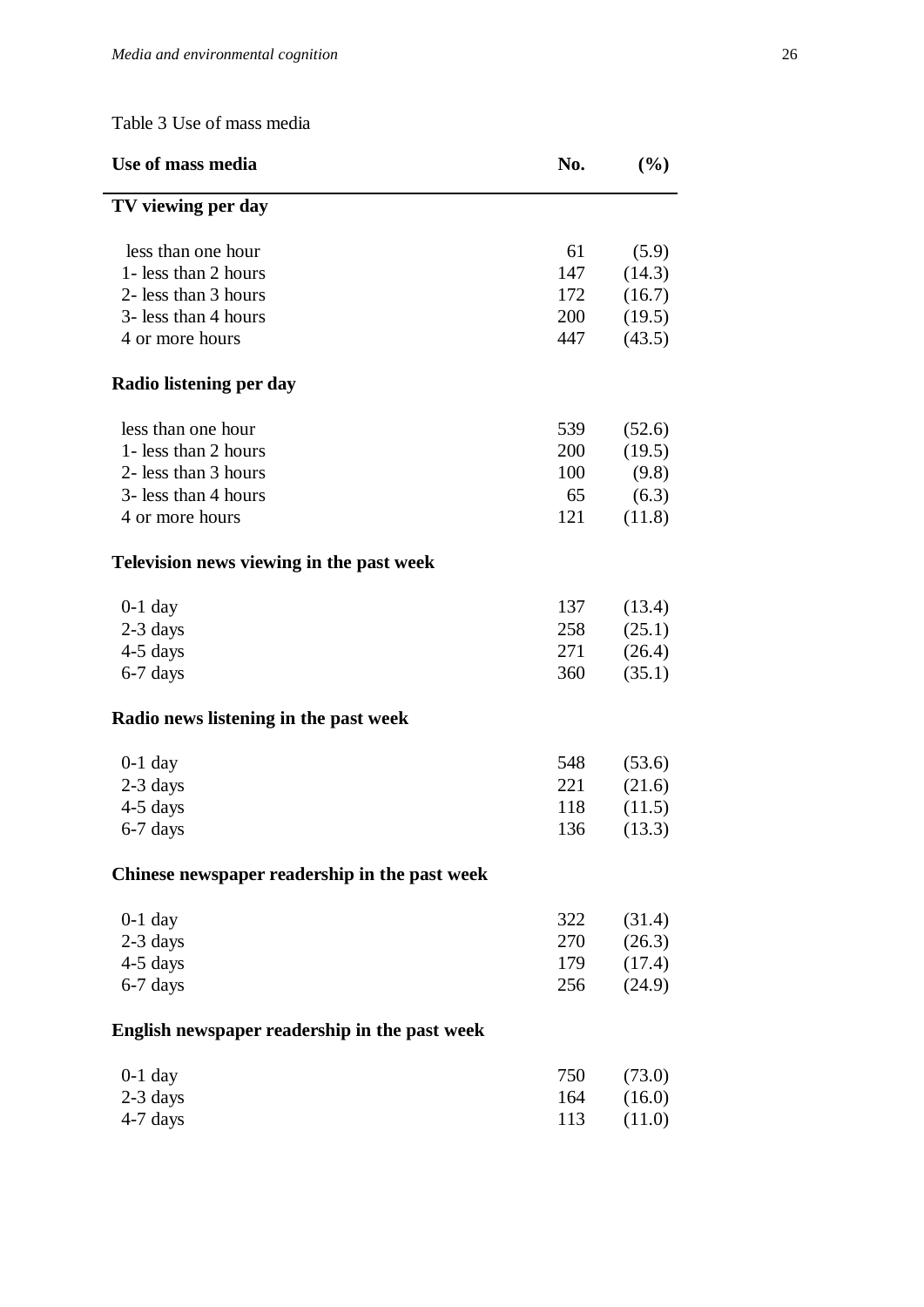Table 3 Use of mass media

| Use of mass media | No. | (%) |
|---|---|---|
| **TV viewing per day** | | |
| less than one hour | 61 | (5.9) |
| 1- less than 2 hours | 147 | (14.3) |
| 2- less than 3 hours | 172 | (16.7) |
| 3- less than 4 hours | 200 | (19.5) |
| 4 or more hours | 447 | (43.5) |
| **Radio listening per day** | | |
| less than one hour | 539 | (52.6) |
| 1- less than 2 hours | 200 | (19.5) |
| 2- less than 3 hours | 100 | (9.8) |
| 3- less than 4 hours | 65 | (6.3) |
| 4 or more hours | 121 | (11.8) |
| **Television news viewing in the past week** | | |
| 0-1 day | 137 | (13.4) |
| 2-3 days | 258 | (25.1) |
| 4-5 days | 271 | (26.4) |
| 6-7 days | 360 | (35.1) |
| **Radio news listening in the past week** | | |
| 0-1 day | 548 | (53.6) |
| 2-3 days | 221 | (21.6) |
| 4-5 days | 118 | (11.5) |
| 6-7 days | 136 | (13.3) |
| **Chinese newspaper readership in the past week** | | |
| 0-1 day | 322 | (31.4) |
| 2-3 days | 270 | (26.3) |
| 4-5 days | 179 | (17.4) |
| 6-7 days | 256 | (24.9) |
| **English newspaper readership in the past week** | | |
| 0-1 day | 750 | (73.0) |
| 2-3 days | 164 | (16.0) |
| 4-7 days | 113 | (11.0) |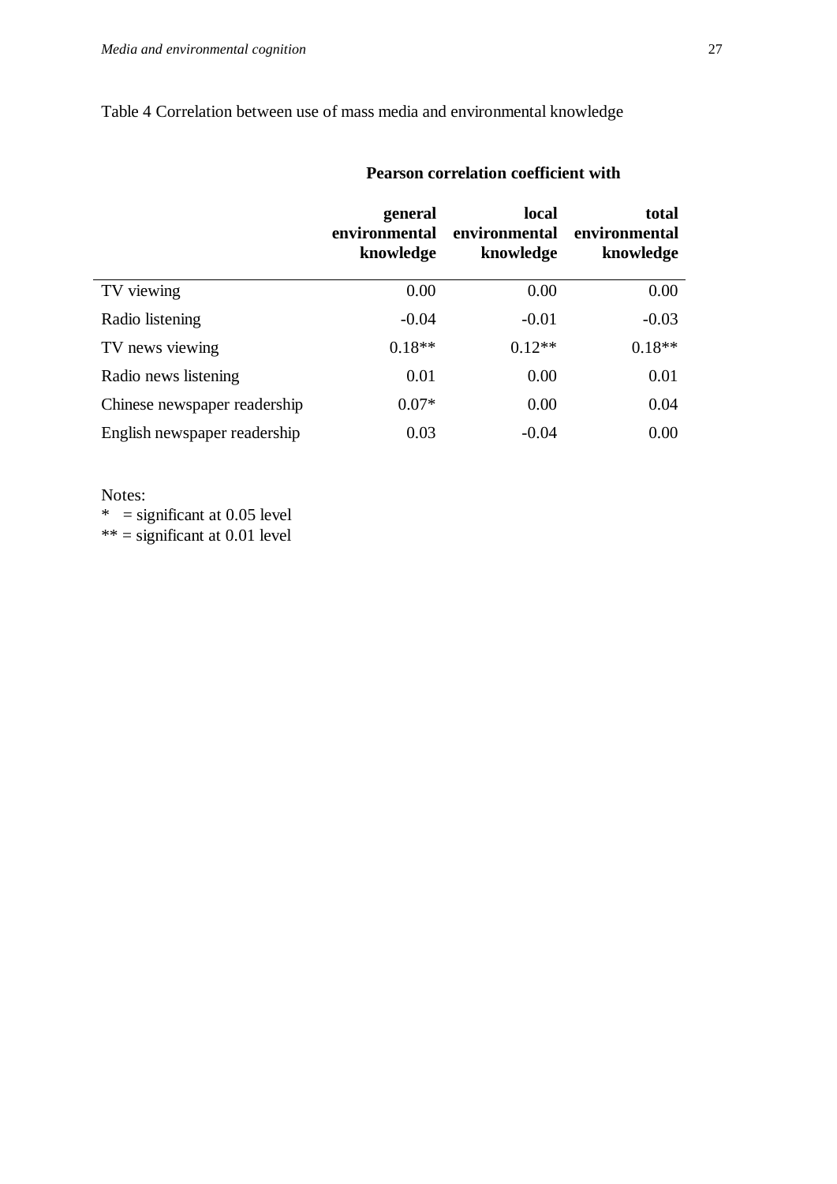Table 4 Correlation between use of mass media and environmental knowledge

| | Pearson correlation coefficient with | | |
|---|---|---|---|
| | **general environmental knowledge** | **local environmental knowledge** | **total environmental knowledge** |
| TV viewing | 0.00 | 0.00 | 0.00 |
| Radio listening | -0.04 | -0.01 | -0.03 |
| TV news viewing | 0.18** | 0.12** | 0.18** |
| Radio news listening | 0.01 | 0.00 | 0.01 |
| Chinese newspaper readership | 0.07* | 0.00 | 0.04 |
| English newspaper readership | 0.03 | -0.04 | 0.00 |

Notes:
* = significant at 0.05 level
** = significant at 0.01 level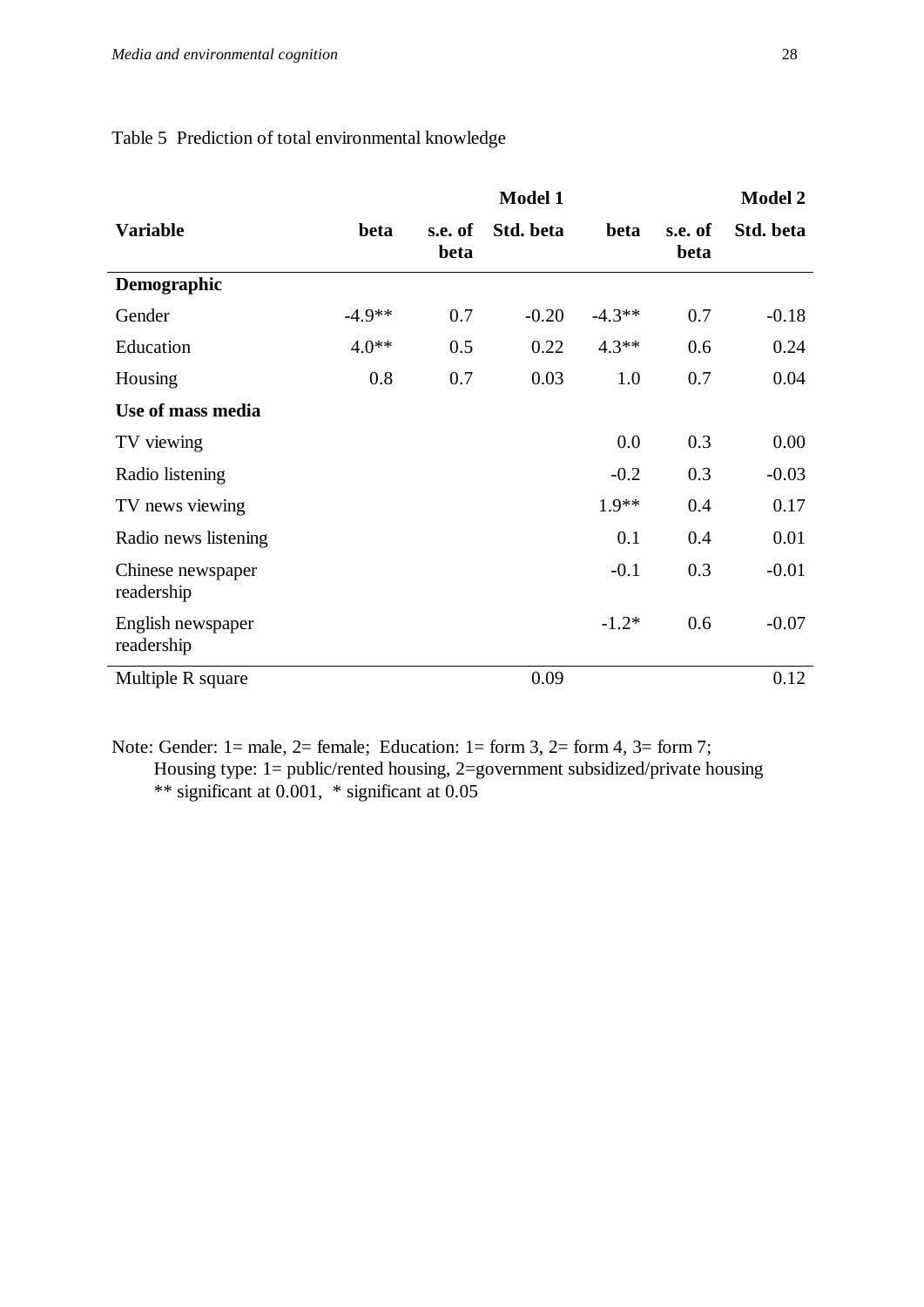Table 5 Prediction of total environmental knowledge

| | | | Model 1 | | | Model 2 |
|---|---|---|---|---|---|---|
| **Variable** | **beta** | **s.e. of beta** | **Std. beta** | **beta** | **s.e. of beta** | **Std. beta** |
| **Demographic** | | | | | | |
| Gender | -4.9** | 0.7 | -0.20 | -4.3** | 0.7 | -0.18 |
| Education | 4.0** | 0.5 | 0.22 | 4.3** | 0.6 | 0.24 |
| Housing | 0.8 | 0.7 | 0.03 | 1.0 | 0.7 | 0.04 |
| **Use of mass media** | | | | | | |
| TV viewing | | | | 0.0 | 0.3 | 0.00 |
| Radio listening | | | | -0.2 | 0.3 | -0.03 |
| TV news viewing | | | | 1.9** | 0.4 | 0.17 |
| Radio news listening | | | | 0.1 | 0.4 | 0.01 |
| Chinese newspaper readership | | | | -0.1 | 0.3 | -0.01 |
| English newspaper readership | | | | -1.2* | 0.6 | -0.07 |
| Multiple R square | | | 0.09 | | | 0.12 |

Note: Gender: 1= male, 2= female; Education: 1= form 3, 2= form 4, 3= form 7;
Housing type: 1= public/rented housing, 2=government subsidized/private housing
** significant at 0.001, * significant at 0.05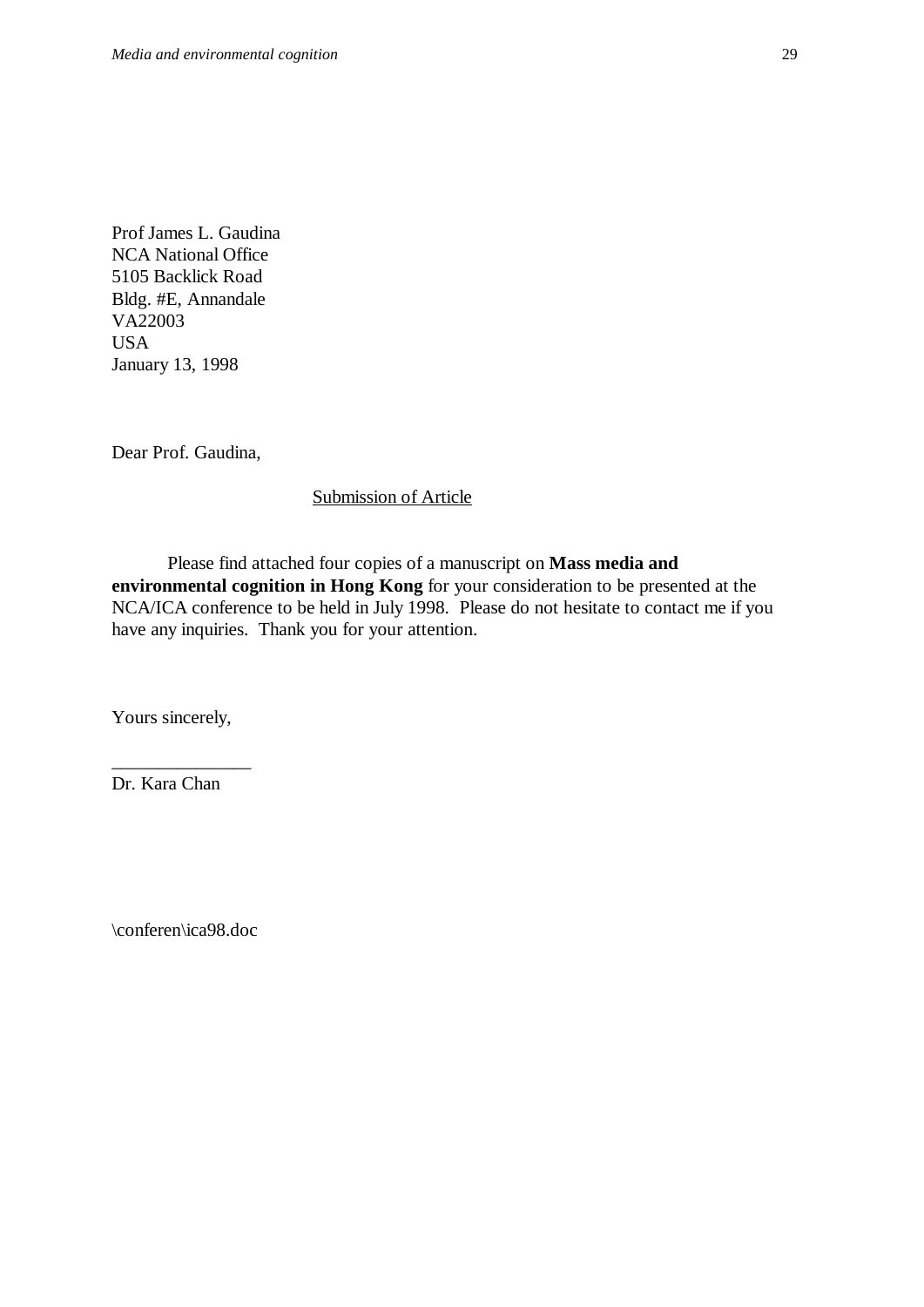Prof James L. Gaudina
NCA National Office
5105 Backlick Road
Bldg. #E, Annandale
VA22003
USA
January 13, 1998

Dear Prof. Gaudina,

Submission of Article

Please find attached four copies of a manuscript on **Mass media and environmental cognition in Hong Kong** for your consideration to be presented at the NCA/ICA conference to be held in July 1998. Please do not hesitate to contact me if you have any inquiries. Thank you for your attention.

Yours sincerely,

_______________
Dr. Kara Chan

\conferen\ica98.doc